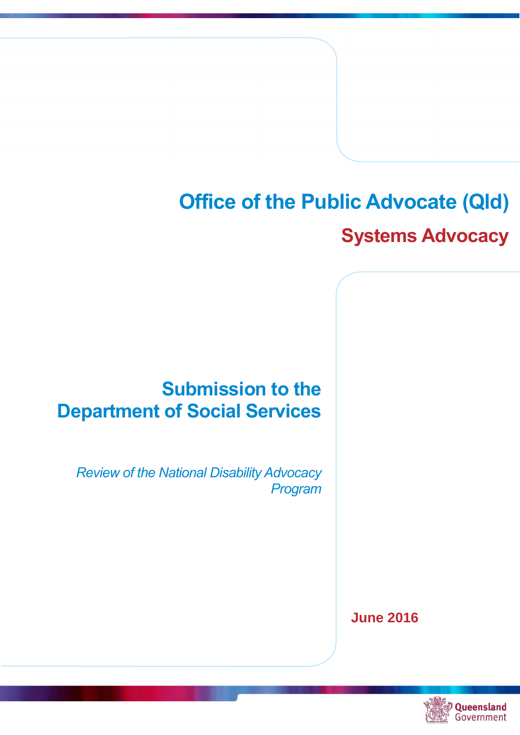# Office of the Public Advocate (Qld)

## Systems Advocacy

## Submission to the Department of Social Services

*Review of the National Disability Advocacy Program*

**June 2016**

Queensland Government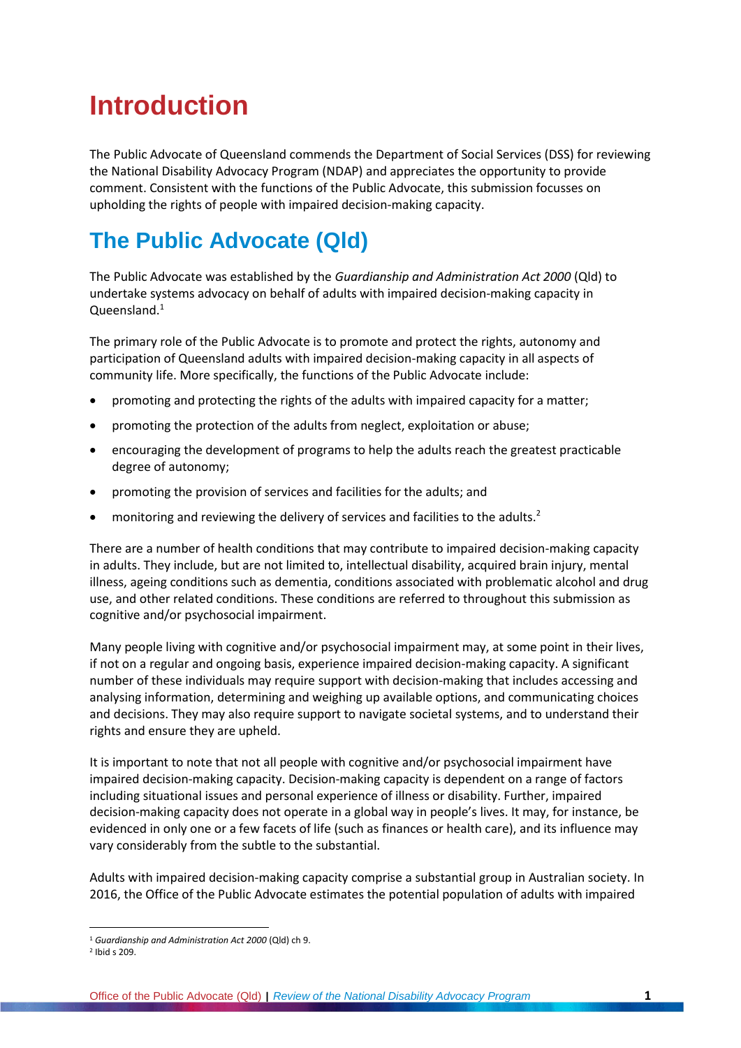# Introduction

The Public Advocate of Queensland commends the Department of Social Services (DSS) for reviewing the National Disability Advocacy Program (NDAP) and appreciates the opportunity to provide comment. Consistent with the functions of the Public Advocate, this submission focusses on upholding the rights of people with impaired decision-making capacity.

## The Public Advocate (Qld)

The Public Advocate was established by the *Guardianship and Administration Act 2000* (Qld) to undertake systems advocacy on behalf of adults with impaired decision-making capacity in Queensland.[1]

The primary role of the Public Advocate is to promote and protect the rights, autonomy and participation of Queensland adults with impaired decision-making capacity in all aspects of community life. More specifically, the functions of the Public Advocate include:

- promoting and protecting the rights of the adults with impaired capacity for a matter;
- promoting the protection of the adults from neglect, exploitation or abuse;
- encouraging the development of programs to help the adults reach the greatest practicable degree of autonomy;
- promoting the provision of services and facilities for the adults; and
- monitoring and reviewing the delivery of services and facilities to the adults.[2]

There are a number of health conditions that may contribute to impaired decision-making capacity in adults. They include, but are not limited to, intellectual disability, acquired brain injury, mental illness, ageing conditions such as dementia, conditions associated with problematic alcohol and drug use, and other related conditions. These conditions are referred to throughout this submission as cognitive and/or psychosocial impairment.

Many people living with cognitive and/or psychosocial impairment may, at some point in their lives, if not on a regular and ongoing basis, experience impaired decision-making capacity. A significant number of these individuals may require support with decision-making that includes accessing and analysing information, determining and weighing up available options, and communicating choices and decisions. They may also require support to navigate societal systems, and to understand their rights and ensure they are upheld.

It is important to note that not all people with cognitive and/or psychosocial impairment have impaired decision-making capacity. Decision-making capacity is dependent on a range of factors including situational issues and personal experience of illness or disability. Further, impaired decision-making capacity does not operate in a global way in people's lives. It may, for instance, be evidenced in only one or a few facets of life (such as finances or health care), and its influence may vary considerably from the subtle to the substantial.

Adults with impaired decision-making capacity comprise a substantial group in Australian society. In 2016, the Office of the Public Advocate estimates the potential population of adults with impaired

[1] *Guardianship and Administration Act 2000* (Qld) ch 9.
[2] Ibid s 209.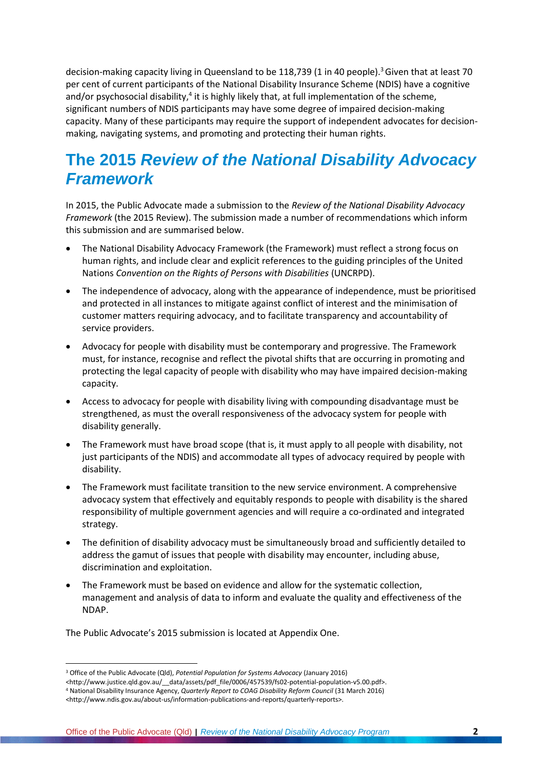decision-making capacity living in Queensland to be 118,739 (1 in 40 people).[3] Given that at least 70 per cent of current participants of the National Disability Insurance Scheme (NDIS) have a cognitive and/or psychosocial disability,[4] it is highly likely that, at full implementation of the scheme, significant numbers of NDIS participants may have some degree of impaired decision-making capacity. Many of these participants may require the support of independent advocates for decision-making, navigating systems, and promoting and protecting their human rights.

## The 2015 *Review of the National Disability Advocacy Framework*

In 2015, the Public Advocate made a submission to the *Review of the National Disability Advocacy Framework* (the 2015 Review). The submission made a number of recommendations which inform this submission and are summarised below.

- The National Disability Advocacy Framework (the Framework) must reflect a strong focus on human rights, and include clear and explicit references to the guiding principles of the United Nations *Convention on the Rights of Persons with Disabilities* (UNCRPD).
- The independence of advocacy, along with the appearance of independence, must be prioritised and protected in all instances to mitigate against conflict of interest and the minimisation of customer matters requiring advocacy, and to facilitate transparency and accountability of service providers.
- Advocacy for people with disability must be contemporary and progressive. The Framework must, for instance, recognise and reflect the pivotal shifts that are occurring in promoting and protecting the legal capacity of people with disability who may have impaired decision-making capacity.
- Access to advocacy for people with disability living with compounding disadvantage must be strengthened, as must the overall responsiveness of the advocacy system for people with disability generally.
- The Framework must have broad scope (that is, it must apply to all people with disability, not just participants of the NDIS) and accommodate all types of advocacy required by people with disability.
- The Framework must facilitate transition to the new service environment. A comprehensive advocacy system that effectively and equitably responds to people with disability is the shared responsibility of multiple government agencies and will require a co-ordinated and integrated strategy.
- The definition of disability advocacy must be simultaneously broad and sufficiently detailed to address the gamut of issues that people with disability may encounter, including abuse, discrimination and exploitation.
- The Framework must be based on evidence and allow for the systematic collection, management and analysis of data to inform and evaluate the quality and effectiveness of the NDAP.

The Public Advocate's 2015 submission is located at Appendix One.

[3] Office of the Public Advocate (Qld), *Potential Population for Systems Advocacy* (January 2016) <http://www.justice.qld.gov.au/__data/assets/pdf_file/0006/457539/fs02-potential-population-v5.00.pdf>.

[4] National Disability Insurance Agency, *Quarterly Report to COAG Disability Reform Council* (31 March 2016) <http://www.ndis.gov.au/about-us/information-publications-and-reports/quarterly-reports>.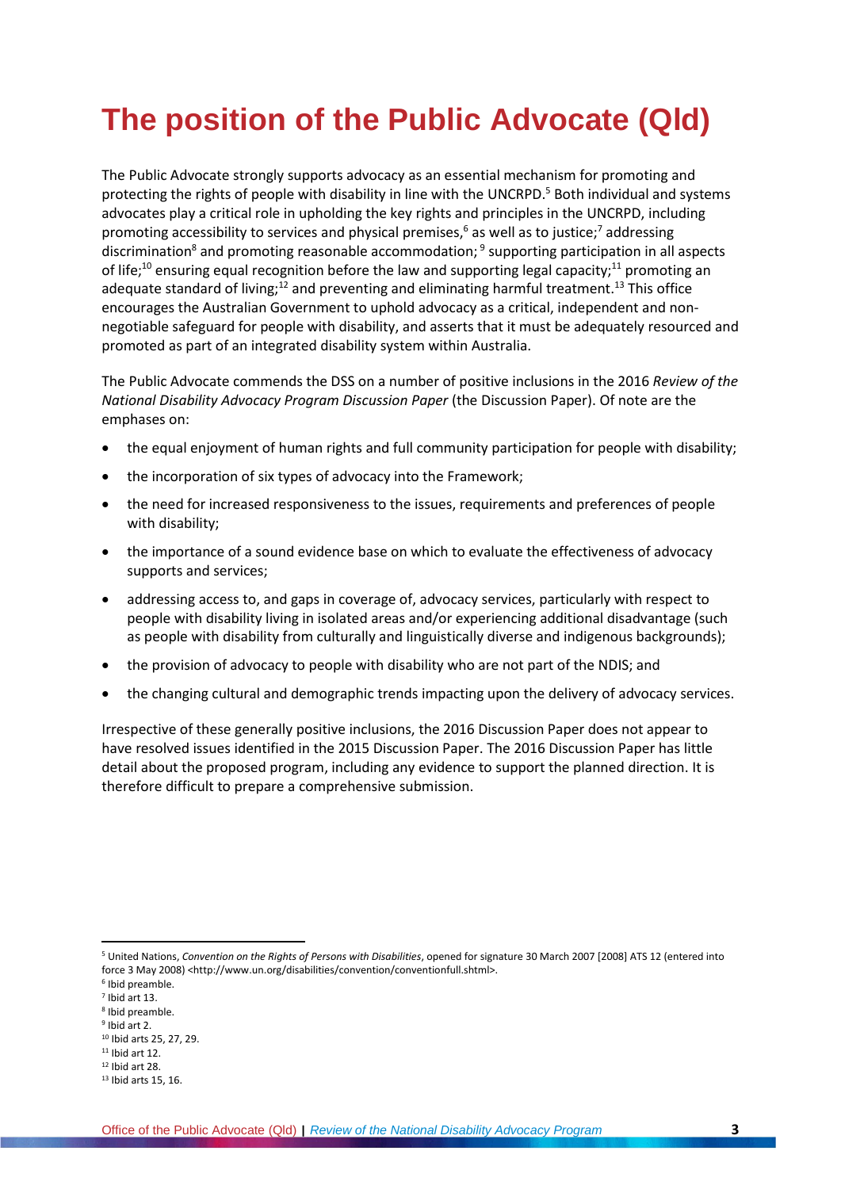# The position of the Public Advocate (Qld)

The Public Advocate strongly supports advocacy as an essential mechanism for promoting and protecting the rights of people with disability in line with the UNCRPD.[5] Both individual and systems advocates play a critical role in upholding the key rights and principles in the UNCRPD, including promoting accessibility to services and physical premises,[6] as well as to justice;[7] addressing discrimination[8] and promoting reasonable accommodation; [9] supporting participation in all aspects of life;[10] ensuring equal recognition before the law and supporting legal capacity;[11] promoting an adequate standard of living;[12] and preventing and eliminating harmful treatment.[13] This office encourages the Australian Government to uphold advocacy as a critical, independent and non-negotiable safeguard for people with disability, and asserts that it must be adequately resourced and promoted as part of an integrated disability system within Australia.

The Public Advocate commends the DSS on a number of positive inclusions in the 2016 *Review of the National Disability Advocacy Program Discussion Paper* (the Discussion Paper). Of note are the emphases on:

- the equal enjoyment of human rights and full community participation for people with disability;
- the incorporation of six types of advocacy into the Framework;
- the need for increased responsiveness to the issues, requirements and preferences of people with disability;
- the importance of a sound evidence base on which to evaluate the effectiveness of advocacy supports and services;
- addressing access to, and gaps in coverage of, advocacy services, particularly with respect to people with disability living in isolated areas and/or experiencing additional disadvantage (such as people with disability from culturally and linguistically diverse and indigenous backgrounds);
- the provision of advocacy to people with disability who are not part of the NDIS; and
- the changing cultural and demographic trends impacting upon the delivery of advocacy services.

Irrespective of these generally positive inclusions, the 2016 Discussion Paper does not appear to have resolved issues identified in the 2015 Discussion Paper. The 2016 Discussion Paper has little detail about the proposed program, including any evidence to support the planned direction. It is therefore difficult to prepare a comprehensive submission.

---

[5] United Nations, *Convention on the Rights of Persons with Disabilities*, opened for signature 30 March 2007 [2008] ATS 12 (entered into force 3 May 2008) <http://www.un.org/disabilities/convention/conventionfull.shtml>.

[6] Ibid preamble.

[7] Ibid art 13.

[8] Ibid preamble.

[9] Ibid art 2.

[10] Ibid arts 25, 27, 29.

[11] Ibid art 12.

[12] Ibid art 28.

[13] Ibid arts 15, 16.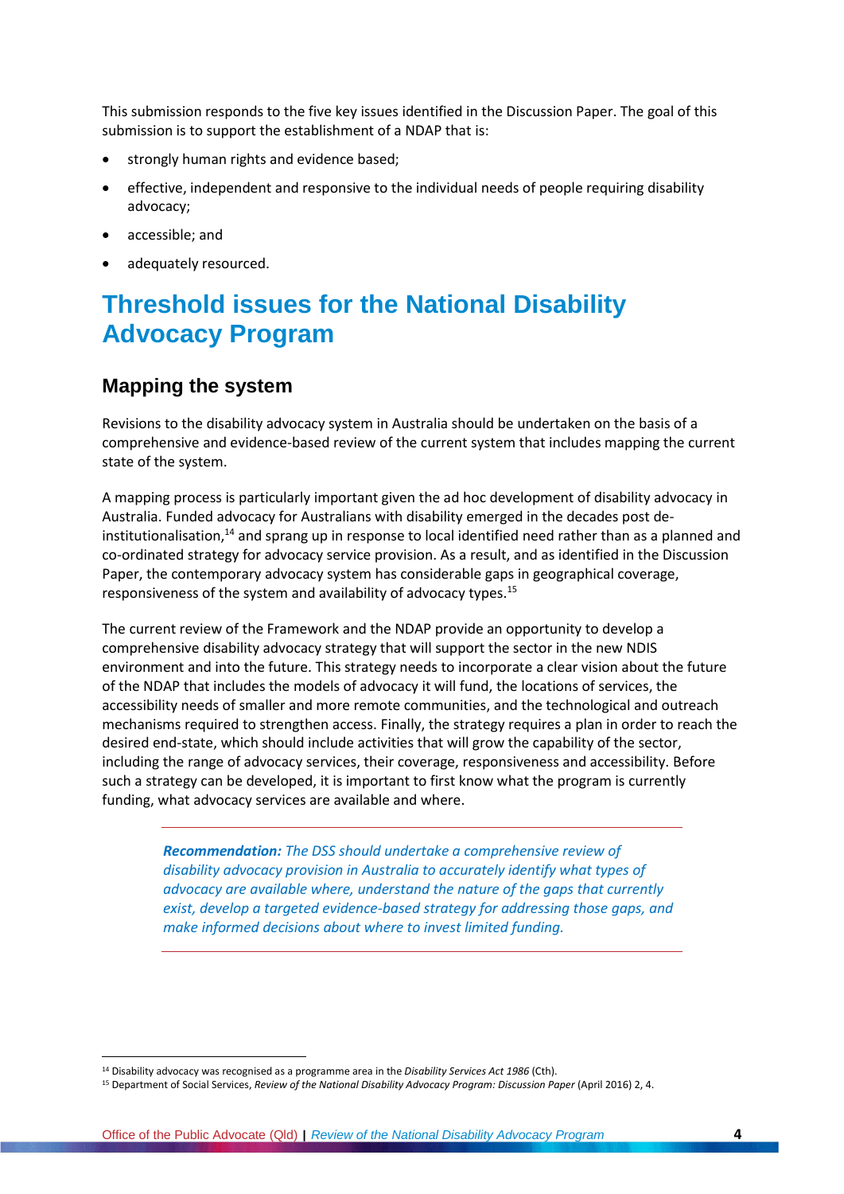This submission responds to the five key issues identified in the Discussion Paper. The goal of this submission is to support the establishment of a NDAP that is:

- strongly human rights and evidence based;
- effective, independent and responsive to the individual needs of people requiring disability advocacy;
- accessible; and
- adequately resourced.

# Threshold issues for the National Disability Advocacy Program

## Mapping the system

Revisions to the disability advocacy system in Australia should be undertaken on the basis of a comprehensive and evidence-based review of the current system that includes mapping the current state of the system.

A mapping process is particularly important given the ad hoc development of disability advocacy in Australia. Funded advocacy for Australians with disability emerged in the decades post de-institutionalisation,[14] and sprang up in response to local identified need rather than as a planned and co-ordinated strategy for advocacy service provision. As a result, and as identified in the Discussion Paper, the contemporary advocacy system has considerable gaps in geographical coverage, responsiveness of the system and availability of advocacy types.[15]

The current review of the Framework and the NDAP provide an opportunity to develop a comprehensive disability advocacy strategy that will support the sector in the new NDIS environment and into the future. This strategy needs to incorporate a clear vision about the future of the NDAP that includes the models of advocacy it will fund, the locations of services, the accessibility needs of smaller and more remote communities, and the technological and outreach mechanisms required to strengthen access. Finally, the strategy requires a plan in order to reach the desired end-state, which should include activities that will grow the capability of the sector, including the range of advocacy services, their coverage, responsiveness and accessibility. Before such a strategy can be developed, it is important to first know what the program is currently funding, what advocacy services are available and where.

> ***Recommendation:*** *The DSS should undertake a comprehensive review of disability advocacy provision in Australia to accurately identify what types of advocacy are available where, understand the nature of the gaps that currently exist, develop a targeted evidence-based strategy for addressing those gaps, and make informed decisions about where to invest limited funding.*

---

[14] Disability advocacy was recognised as a programme area in the *Disability Services Act 1986* (Cth).

[15] Department of Social Services, *Review of the National Disability Advocacy Program: Discussion Paper* (April 2016) 2, 4.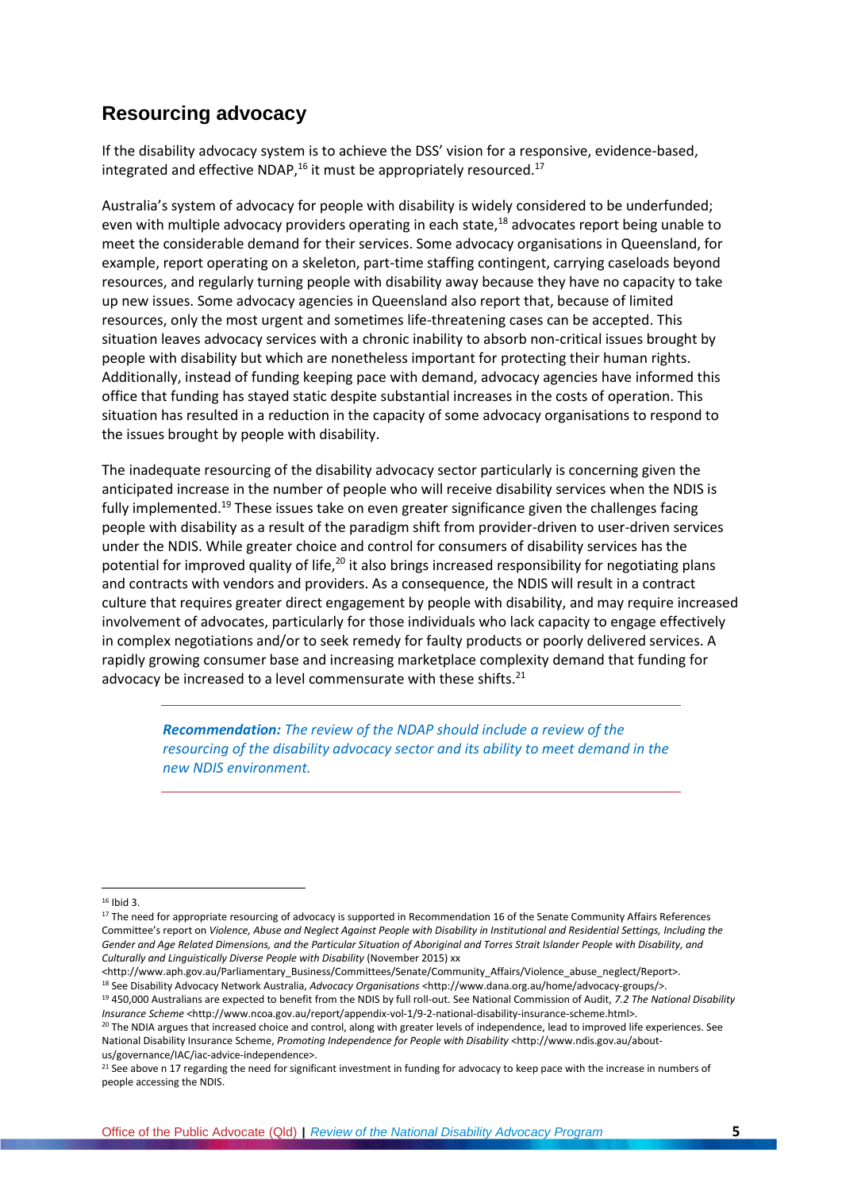## Resourcing advocacy

If the disability advocacy system is to achieve the DSS' vision for a responsive, evidence-based, integrated and effective NDAP,[16] it must be appropriately resourced.[17]

Australia's system of advocacy for people with disability is widely considered to be underfunded; even with multiple advocacy providers operating in each state,[18] advocates report being unable to meet the considerable demand for their services. Some advocacy organisations in Queensland, for example, report operating on a skeleton, part-time staffing contingent, carrying caseloads beyond resources, and regularly turning people with disability away because they have no capacity to take up new issues. Some advocacy agencies in Queensland also report that, because of limited resources, only the most urgent and sometimes life-threatening cases can be accepted. This situation leaves advocacy services with a chronic inability to absorb non-critical issues brought by people with disability but which are nonetheless important for protecting their human rights. Additionally, instead of funding keeping pace with demand, advocacy agencies have informed this office that funding has stayed static despite substantial increases in the costs of operation. This situation has resulted in a reduction in the capacity of some advocacy organisations to respond to the issues brought by people with disability.

The inadequate resourcing of the disability advocacy sector particularly is concerning given the anticipated increase in the number of people who will receive disability services when the NDIS is fully implemented.[19] These issues take on even greater significance given the challenges facing people with disability as a result of the paradigm shift from provider-driven to user-driven services under the NDIS. While greater choice and control for consumers of disability services has the potential for improved quality of life,[20] it also brings increased responsibility for negotiating plans and contracts with vendors and providers. As a consequence, the NDIS will result in a contract culture that requires greater direct engagement by people with disability, and may require increased involvement of advocates, particularly for those individuals who lack capacity to engage effectively in complex negotiations and/or to seek remedy for faulty products or poorly delivered services. A rapidly growing consumer base and increasing marketplace complexity demand that funding for advocacy be increased to a level commensurate with these shifts.[21]

***Recommendation:*** *The review of the NDAP should include a review of the resourcing of the disability advocacy sector and its ability to meet demand in the new NDIS environment.*

---

[16] Ibid 3.

[17] The need for appropriate resourcing of advocacy is supported in Recommendation 16 of the Senate Community Affairs References Committee's report on *Violence, Abuse and Neglect Against People with Disability in Institutional and Residential Settings, Including the Gender and Age Related Dimensions, and the Particular Situation of Aboriginal and Torres Strait Islander People with Disability, and Culturally and Linguistically Diverse People with Disability* (November 2015) xx <http://www.aph.gov.au/Parliamentary_Business/Committees/Senate/Community_Affairs/Violence_abuse_neglect/Report>.

[18] See Disability Advocacy Network Australia, *Advocacy Organisations* <http://www.dana.org.au/home/advocacy-groups/>.

[19] 450,000 Australians are expected to benefit from the NDIS by full roll-out. See National Commission of Audit, *7.2 The National Disability Insurance Scheme* <http://www.ncoa.gov.au/report/appendix-vol-1/9-2-national-disability-insurance-scheme.html>.

[20] The NDIA argues that increased choice and control, along with greater levels of independence, lead to improved life experiences. See National Disability Insurance Scheme, *Promoting Independence for People with Disability* <http://www.ndis.gov.au/about-us/governance/IAC/iac-advice-independence>.

[21] See above n 17 regarding the need for significant investment in funding for advocacy to keep pace with the increase in numbers of people accessing the NDIS.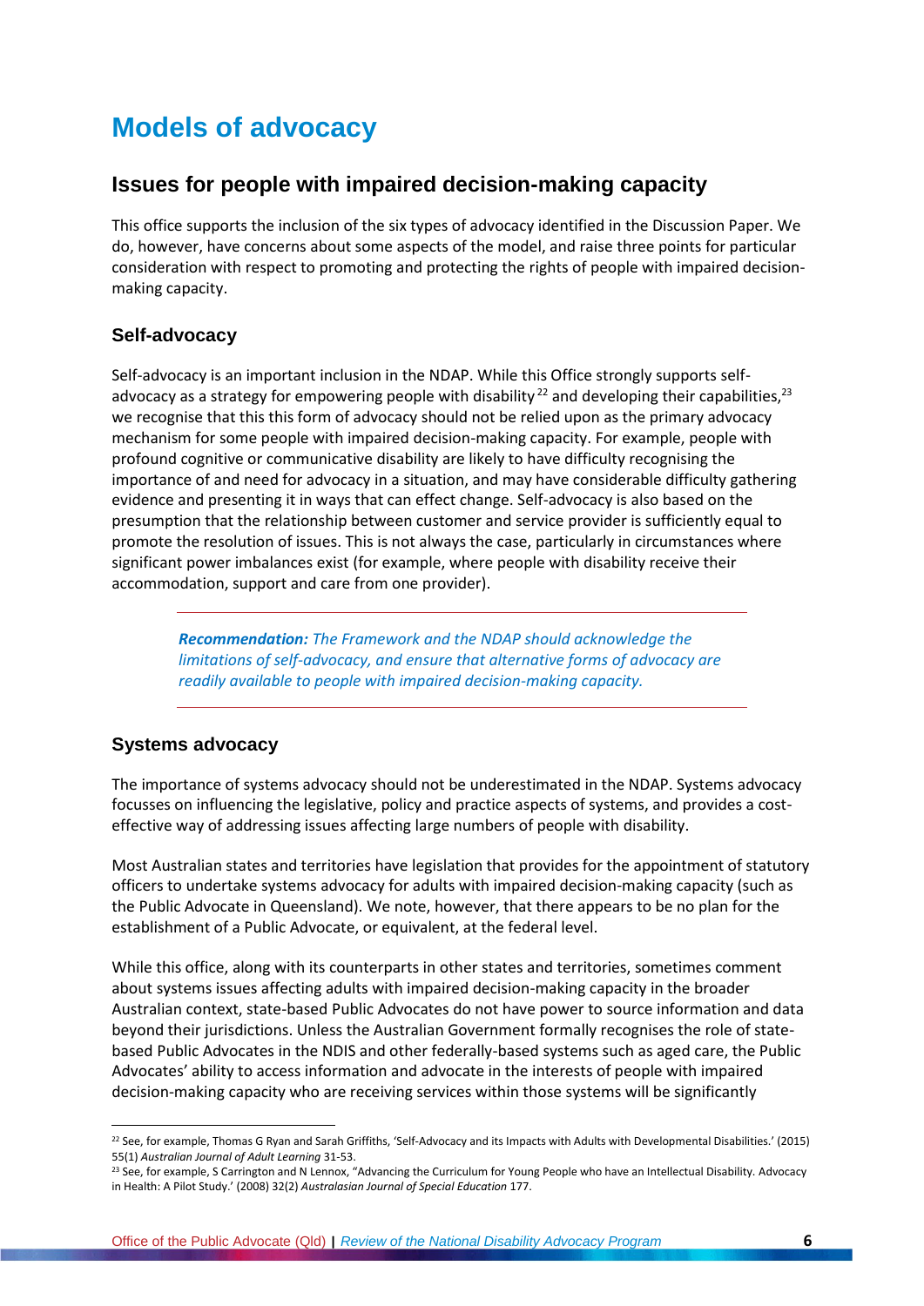# Models of advocacy

## Issues for people with impaired decision-making capacity

This office supports the inclusion of the six types of advocacy identified in the Discussion Paper. We do, however, have concerns about some aspects of the model, and raise three points for particular consideration with respect to promoting and protecting the rights of people with impaired decision-making capacity.

### Self-advocacy

Self-advocacy is an important inclusion in the NDAP. While this Office strongly supports self-advocacy as a strategy for empowering people with disability[22] and developing their capabilities,[23] we recognise that this this form of advocacy should not be relied upon as the primary advocacy mechanism for some people with impaired decision-making capacity. For example, people with profound cognitive or communicative disability are likely to have difficulty recognising the importance of and need for advocacy in a situation, and may have considerable difficulty gathering evidence and presenting it in ways that can effect change. Self-advocacy is also based on the presumption that the relationship between customer and service provider is sufficiently equal to promote the resolution of issues. This is not always the case, particularly in circumstances where significant power imbalances exist (for example, where people with disability receive their accommodation, support and care from one provider).

***Recommendation:*** *The Framework and the NDAP should acknowledge the limitations of self-advocacy, and ensure that alternative forms of advocacy are readily available to people with impaired decision-making capacity.*

### Systems advocacy

The importance of systems advocacy should not be underestimated in the NDAP. Systems advocacy focusses on influencing the legislative, policy and practice aspects of systems, and provides a cost-effective way of addressing issues affecting large numbers of people with disability.

Most Australian states and territories have legislation that provides for the appointment of statutory officers to undertake systems advocacy for adults with impaired decision-making capacity (such as the Public Advocate in Queensland). We note, however, that there appears to be no plan for the establishment of a Public Advocate, or equivalent, at the federal level.

While this office, along with its counterparts in other states and territories, sometimes comment about systems issues affecting adults with impaired decision-making capacity in the broader Australian context, state-based Public Advocates do not have power to source information and data beyond their jurisdictions. Unless the Australian Government formally recognises the role of state-based Public Advocates in the NDIS and other federally-based systems such as aged care, the Public Advocates' ability to access information and advocate in the interests of people with impaired decision-making capacity who are receiving services within those systems will be significantly

[22] See, for example, Thomas G Ryan and Sarah Griffiths, 'Self-Advocacy and its Impacts with Adults with Developmental Disabilities.' (2015) 55(1) *Australian Journal of Adult Learning* 31-53.

[23] See, for example, S Carrington and N Lennox, "Advancing the Curriculum for Young People who have an Intellectual Disability. Advocacy in Health: A Pilot Study.' (2008) 32(2) *Australasian Journal of Special Education* 177.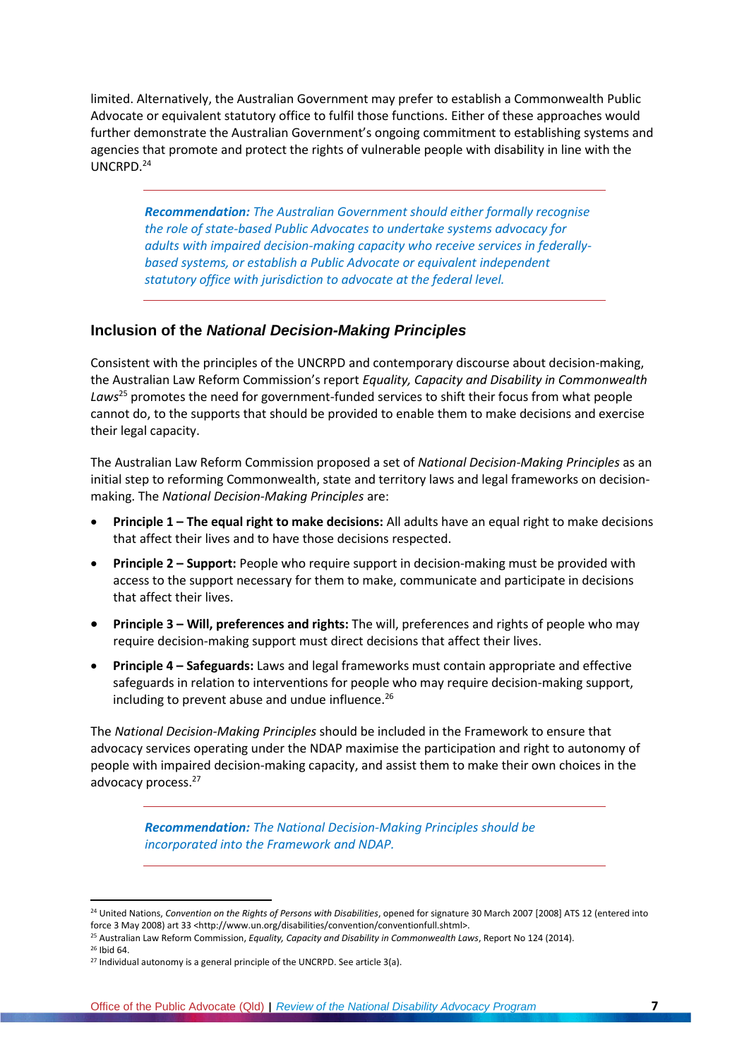limited. Alternatively, the Australian Government may prefer to establish a Commonwealth Public Advocate or equivalent statutory office to fulfil those functions. Either of these approaches would further demonstrate the Australian Government's ongoing commitment to establishing systems and agencies that promote and protect the rights of vulnerable people with disability in line with the UNCRPD.[24]

---

> ***Recommendation:*** *The Australian Government should either formally recognise the role of state-based Public Advocates to undertake systems advocacy for adults with impaired decision-making capacity who receive services in federally-based systems, or establish a Public Advocate or equivalent independent statutory office with jurisdiction to advocate at the federal level.*

---

## Inclusion of the *National Decision-Making Principles*

Consistent with the principles of the UNCRPD and contemporary discourse about decision-making, the Australian Law Reform Commission's report *Equality, Capacity and Disability in Commonwealth Laws*[25] promotes the need for government-funded services to shift their focus from what people cannot do, to the supports that should be provided to enable them to make decisions and exercise their legal capacity.

The Australian Law Reform Commission proposed a set of *National Decision-Making Principles* as an initial step to reforming Commonwealth, state and territory laws and legal frameworks on decision-making. The *National Decision-Making Principles* are:

- **Principle 1 – The equal right to make decisions:** All adults have an equal right to make decisions that affect their lives and to have those decisions respected.
- **Principle 2 – Support:** People who require support in decision-making must be provided with access to the support necessary for them to make, communicate and participate in decisions that affect their lives.
- **Principle 3 – Will, preferences and rights:** The will, preferences and rights of people who may require decision-making support must direct decisions that affect their lives.
- **Principle 4 – Safeguards:** Laws and legal frameworks must contain appropriate and effective safeguards in relation to interventions for people who may require decision-making support, including to prevent abuse and undue influence.[26]

The *National Decision-Making Principles* should be included in the Framework to ensure that advocacy services operating under the NDAP maximise the participation and right to autonomy of people with impaired decision-making capacity, and assist them to make their own choices in the advocacy process.[27]

---

> ***Recommendation:*** *The National Decision-Making Principles should be incorporated into the Framework and NDAP.*

---

[24] United Nations, *Convention on the Rights of Persons with Disabilities*, opened for signature 30 March 2007 [2008] ATS 12 (entered into force 3 May 2008) art 33 <http://www.un.org/disabilities/convention/conventionfull.shtml>.

[25] Australian Law Reform Commission, *Equality, Capacity and Disability in Commonwealth Laws*, Report No 124 (2014).

[26] Ibid 64.

[27] Individual autonomy is a general principle of the UNCRPD. See article 3(a).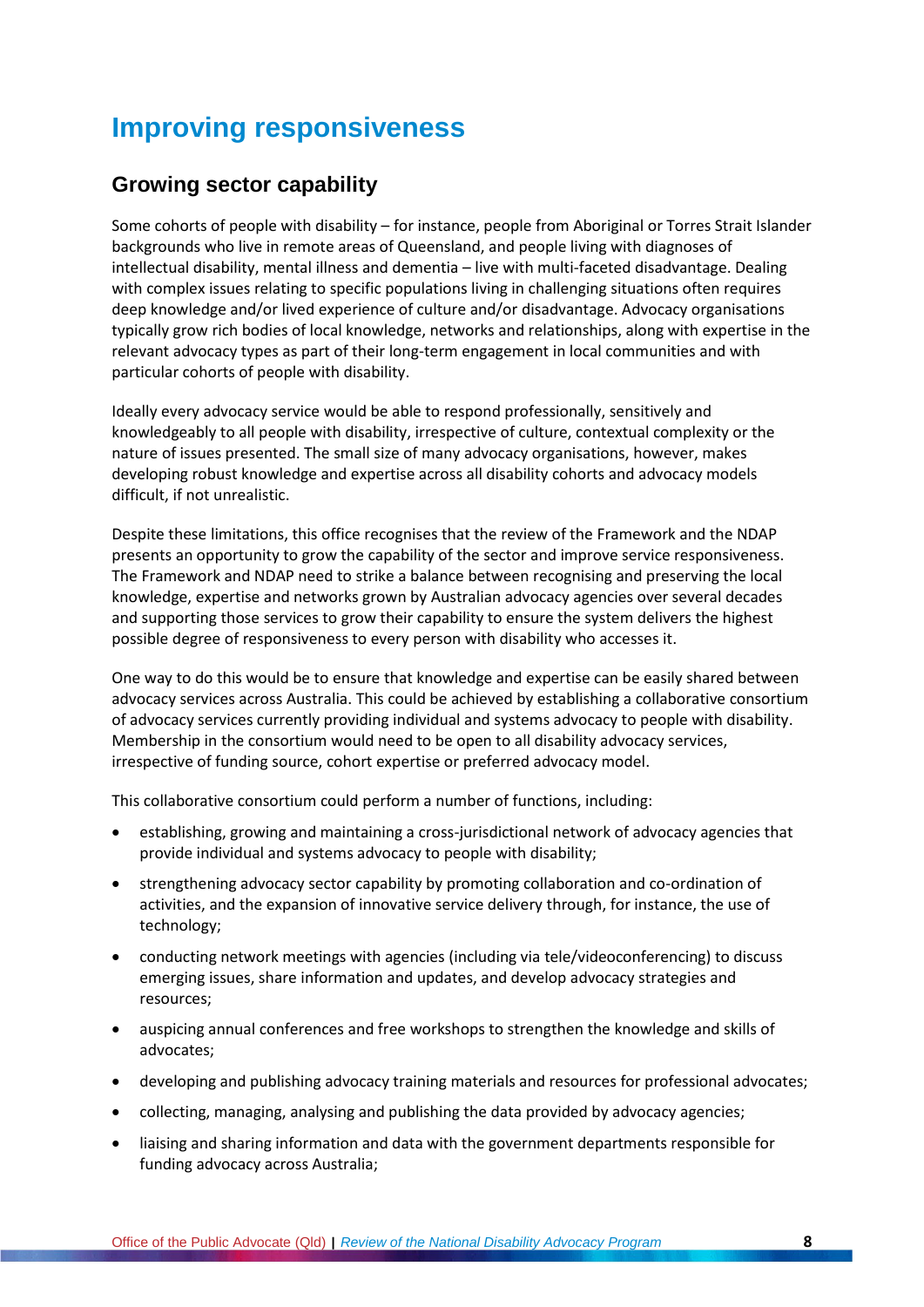# Improving responsiveness

## Growing sector capability

Some cohorts of people with disability – for instance, people from Aboriginal or Torres Strait Islander backgrounds who live in remote areas of Queensland, and people living with diagnoses of intellectual disability, mental illness and dementia – live with multi-faceted disadvantage. Dealing with complex issues relating to specific populations living in challenging situations often requires deep knowledge and/or lived experience of culture and/or disadvantage. Advocacy organisations typically grow rich bodies of local knowledge, networks and relationships, along with expertise in the relevant advocacy types as part of their long-term engagement in local communities and with particular cohorts of people with disability.

Ideally every advocacy service would be able to respond professionally, sensitively and knowledgeably to all people with disability, irrespective of culture, contextual complexity or the nature of issues presented. The small size of many advocacy organisations, however, makes developing robust knowledge and expertise across all disability cohorts and advocacy models difficult, if not unrealistic.

Despite these limitations, this office recognises that the review of the Framework and the NDAP presents an opportunity to grow the capability of the sector and improve service responsiveness. The Framework and NDAP need to strike a balance between recognising and preserving the local knowledge, expertise and networks grown by Australian advocacy agencies over several decades and supporting those services to grow their capability to ensure the system delivers the highest possible degree of responsiveness to every person with disability who accesses it.

One way to do this would be to ensure that knowledge and expertise can be easily shared between advocacy services across Australia. This could be achieved by establishing a collaborative consortium of advocacy services currently providing individual and systems advocacy to people with disability. Membership in the consortium would need to be open to all disability advocacy services, irrespective of funding source, cohort expertise or preferred advocacy model.

This collaborative consortium could perform a number of functions, including:

- establishing, growing and maintaining a cross-jurisdictional network of advocacy agencies that provide individual and systems advocacy to people with disability;
- strengthening advocacy sector capability by promoting collaboration and co-ordination of activities, and the expansion of innovative service delivery through, for instance, the use of technology;
- conducting network meetings with agencies (including via tele/videoconferencing) to discuss emerging issues, share information and updates, and develop advocacy strategies and resources;
- auspicing annual conferences and free workshops to strengthen the knowledge and skills of advocates;
- developing and publishing advocacy training materials and resources for professional advocates;
- collecting, managing, analysing and publishing the data provided by advocacy agencies;
- liaising and sharing information and data with the government departments responsible for funding advocacy across Australia;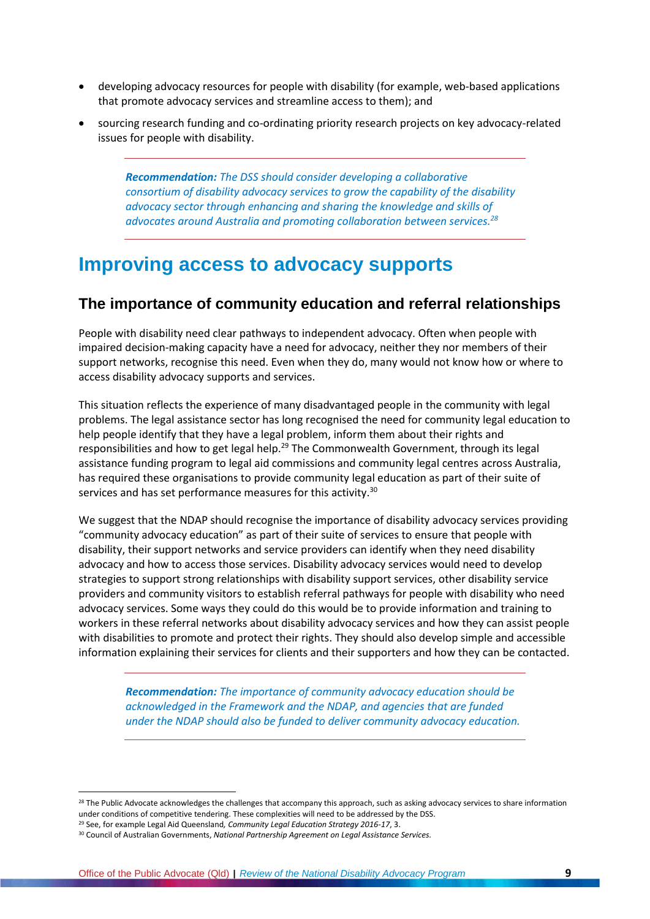- developing advocacy resources for people with disability (for example, web-based applications that promote advocacy services and streamline access to them); and
- sourcing research funding and co-ordinating priority research projects on key advocacy-related issues for people with disability.

> ***Recommendation:*** *The DSS should consider developing a collaborative consortium of disability advocacy services to grow the capability of the disability advocacy sector through enhancing and sharing the knowledge and skills of advocates around Australia and promoting collaboration between services.*[28]

# Improving access to advocacy supports

## The importance of community education and referral relationships

People with disability need clear pathways to independent advocacy. Often when people with impaired decision-making capacity have a need for advocacy, neither they nor members of their support networks, recognise this need. Even when they do, many would not know how or where to access disability advocacy supports and services.

This situation reflects the experience of many disadvantaged people in the community with legal problems. The legal assistance sector has long recognised the need for community legal education to help people identify that they have a legal problem, inform them about their rights and responsibilities and how to get legal help.[29] The Commonwealth Government, through its legal assistance funding program to legal aid commissions and community legal centres across Australia, has required these organisations to provide community legal education as part of their suite of services and has set performance measures for this activity.[30]

We suggest that the NDAP should recognise the importance of disability advocacy services providing "community advocacy education" as part of their suite of services to ensure that people with disability, their support networks and service providers can identify when they need disability advocacy and how to access those services. Disability advocacy services would need to develop strategies to support strong relationships with disability support services, other disability service providers and community visitors to establish referral pathways for people with disability who need advocacy services. Some ways they could do this would be to provide information and training to workers in these referral networks about disability advocacy services and how they can assist people with disabilities to promote and protect their rights. They should also develop simple and accessible information explaining their services for clients and their supporters and how they can be contacted.

> ***Recommendation:*** *The importance of community advocacy education should be acknowledged in the Framework and the NDAP, and agencies that are funded under the NDAP should also be funded to deliver community advocacy education.*

---

[28] The Public Advocate acknowledges the challenges that accompany this approach, such as asking advocacy services to share information under conditions of competitive tendering. These complexities will need to be addressed by the DSS.

[29] See, for example Legal Aid Queensland, *Community Legal Education Strategy 2016-17*, 3.

[30] Council of Australian Governments, *National Partnership Agreement on Legal Assistance Services.*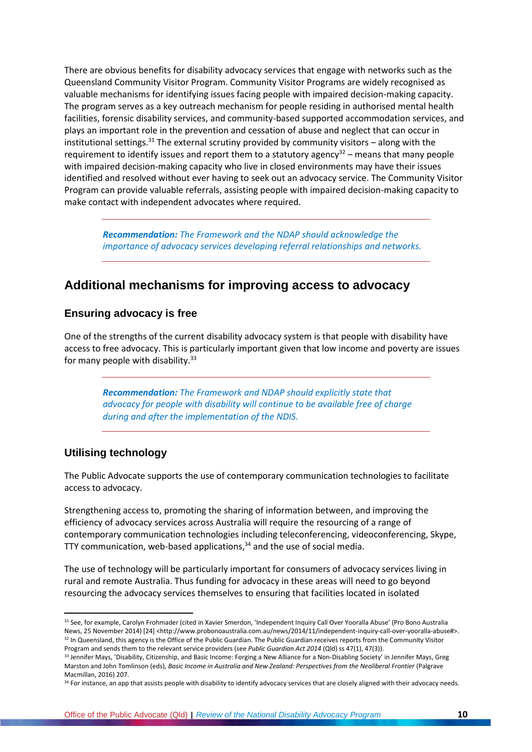There are obvious benefits for disability advocacy services that engage with networks such as the Queensland Community Visitor Program. Community Visitor Programs are widely recognised as valuable mechanisms for identifying issues facing people with impaired decision-making capacity. The program serves as a key outreach mechanism for people residing in authorised mental health facilities, forensic disability services, and community-based supported accommodation services, and plays an important role in the prevention and cessation of abuse and neglect that can occur in institutional settings.[31] The external scrutiny provided by community visitors – along with the requirement to identify issues and report them to a statutory agency[32] – means that many people with impaired decision-making capacity who live in closed environments may have their issues identified and resolved without ever having to seek out an advocacy service. The Community Visitor Program can provide valuable referrals, assisting people with impaired decision-making capacity to make contact with independent advocates where required.

> ***Recommendation:*** *The Framework and the NDAP should acknowledge the importance of advocacy services developing referral relationships and networks.*

## Additional mechanisms for improving access to advocacy

### Ensuring advocacy is free

One of the strengths of the current disability advocacy system is that people with disability have access to free advocacy. This is particularly important given that low income and poverty are issues for many people with disability.[33]

> ***Recommendation:*** *The Framework and NDAP should explicitly state that advocacy for people with disability will continue to be available free of charge during and after the implementation of the NDIS.*

### Utilising technology

The Public Advocate supports the use of contemporary communication technologies to facilitate access to advocacy.

Strengthening access to, promoting the sharing of information between, and improving the efficiency of advocacy services across Australia will require the resourcing of a range of contemporary communication technologies including teleconferencing, videoconferencing, Skype, TTY communication, web-based applications,[34] and the use of social media.

The use of technology will be particularly important for consumers of advocacy services living in rural and remote Australia. Thus funding for advocacy in these areas will need to go beyond resourcing the advocacy services themselves to ensuring that facilities located in isolated

---

[31] See, for example, Carolyn Frohmader (cited in Xavier Smerdon, 'Independent Inquiry Call Over Yooralla Abuse' (Pro Bono Australia News, 25 November 2014) [24] <http://www.probonoaustralia.com.au/news/2014/11/independent-inquiry-call-over-yooralla-abuse#>.

[32] In Queensland, this agency is the Office of the Public Guardian. The Public Guardian receives reports from the Community Visitor Program and sends them to the relevant service providers (see *Public Guardian Act 2014* (Qld) ss 47(1), 47(3)).

[33] Jennifer Mays, 'Disability, Citizenship, and Basic Income: Forging a New Alliance for a Non-Disabling Society' in Jennifer Mays, Greg Marston and John Tomlinson (eds), *Basic Income in Australia and New Zealand: Perspectives from the Neoliberal Frontier* (Palgrave Macmillan, 2016) 207.

[34] For instance, an app that assists people with disability to identify advocacy services that are closely aligned with their advocacy needs.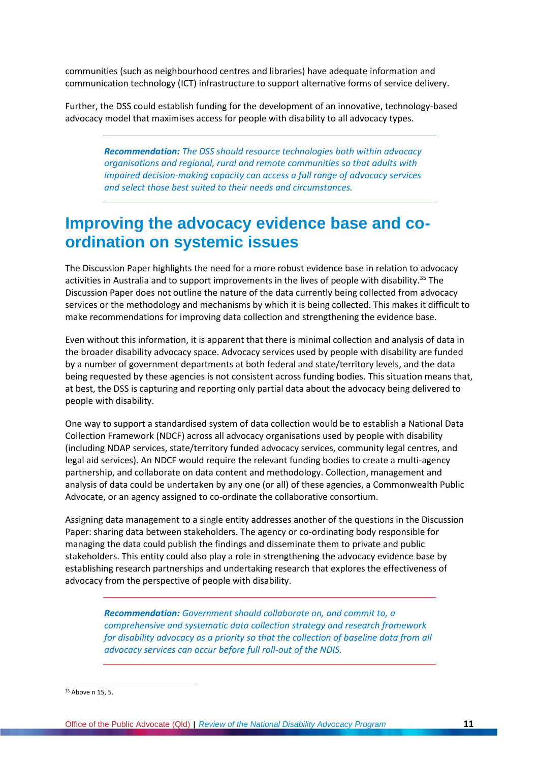communities (such as neighbourhood centres and libraries) have adequate information and communication technology (ICT) infrastructure to support alternative forms of service delivery.

Further, the DSS could establish funding for the development of an innovative, technology-based advocacy model that maximises access for people with disability to all advocacy types.

> ***Recommendation:*** *The DSS should resource technologies both within advocacy organisations and regional, rural and remote communities so that adults with impaired decision-making capacity can access a full range of advocacy services and select those best suited to their needs and circumstances.*

## Improving the advocacy evidence base and co-ordination on systemic issues

The Discussion Paper highlights the need for a more robust evidence base in relation to advocacy activities in Australia and to support improvements in the lives of people with disability.[35] The Discussion Paper does not outline the nature of the data currently being collected from advocacy services or the methodology and mechanisms by which it is being collected. This makes it difficult to make recommendations for improving data collection and strengthening the evidence base.

Even without this information, it is apparent that there is minimal collection and analysis of data in the broader disability advocacy space. Advocacy services used by people with disability are funded by a number of government departments at both federal and state/territory levels, and the data being requested by these agencies is not consistent across funding bodies. This situation means that, at best, the DSS is capturing and reporting only partial data about the advocacy being delivered to people with disability.

One way to support a standardised system of data collection would be to establish a National Data Collection Framework (NDCF) across all advocacy organisations used by people with disability (including NDAP services, state/territory funded advocacy services, community legal centres, and legal aid services). An NDCF would require the relevant funding bodies to create a multi-agency partnership, and collaborate on data content and methodology. Collection, management and analysis of data could be undertaken by any one (or all) of these agencies, a Commonwealth Public Advocate, or an agency assigned to co-ordinate the collaborative consortium.

Assigning data management to a single entity addresses another of the questions in the Discussion Paper: sharing data between stakeholders. The agency or co-ordinating body responsible for managing the data could publish the findings and disseminate them to private and public stakeholders. This entity could also play a role in strengthening the advocacy evidence base by establishing research partnerships and undertaking research that explores the effectiveness of advocacy from the perspective of people with disability.

> ***Recommendation:*** *Government should collaborate on, and commit to, a comprehensive and systematic data collection strategy and research framework for disability advocacy as a priority so that the collection of baseline data from all advocacy services can occur before full roll-out of the NDIS.*

[35] Above n 15, 5.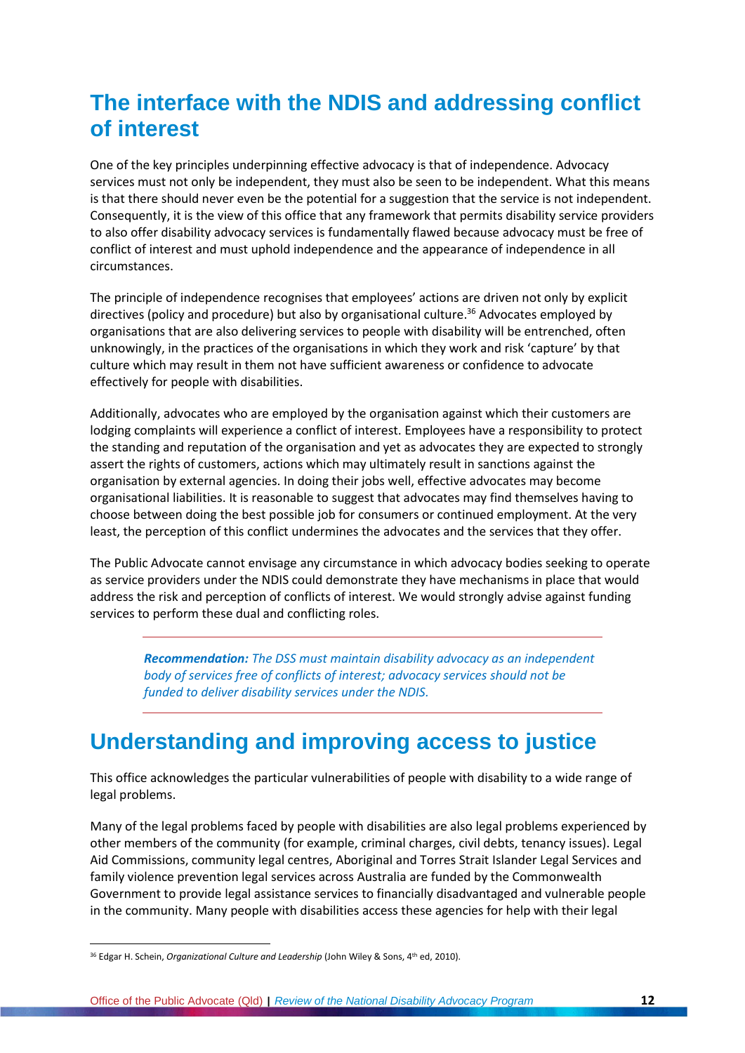## The interface with the NDIS and addressing conflict of interest

One of the key principles underpinning effective advocacy is that of independence. Advocacy services must not only be independent, they must also be seen to be independent. What this means is that there should never even be the potential for a suggestion that the service is not independent. Consequently, it is the view of this office that any framework that permits disability service providers to also offer disability advocacy services is fundamentally flawed because advocacy must be free of conflict of interest and must uphold independence and the appearance of independence in all circumstances.

The principle of independence recognises that employees' actions are driven not only by explicit directives (policy and procedure) but also by organisational culture.[36] Advocates employed by organisations that are also delivering services to people with disability will be entrenched, often unknowingly, in the practices of the organisations in which they work and risk 'capture' by that culture which may result in them not have sufficient awareness or confidence to advocate effectively for people with disabilities.

Additionally, advocates who are employed by the organisation against which their customers are lodging complaints will experience a conflict of interest. Employees have a responsibility to protect the standing and reputation of the organisation and yet as advocates they are expected to strongly assert the rights of customers, actions which may ultimately result in sanctions against the organisation by external agencies. In doing their jobs well, effective advocates may become organisational liabilities. It is reasonable to suggest that advocates may find themselves having to choose between doing the best possible job for consumers or continued employment. At the very least, the perception of this conflict undermines the advocates and the services that they offer.

The Public Advocate cannot envisage any circumstance in which advocacy bodies seeking to operate as service providers under the NDIS could demonstrate they have mechanisms in place that would address the risk and perception of conflicts of interest. We would strongly advise against funding services to perform these dual and conflicting roles.

---

***Recommendation:*** *The DSS must maintain disability advocacy as an independent body of services free of conflicts of interest; advocacy services should not be funded to deliver disability services under the NDIS.*

---

## Understanding and improving access to justice

This office acknowledges the particular vulnerabilities of people with disability to a wide range of legal problems.

Many of the legal problems faced by people with disabilities are also legal problems experienced by other members of the community (for example, criminal charges, civil debts, tenancy issues). Legal Aid Commissions, community legal centres, Aboriginal and Torres Strait Islander Legal Services and family violence prevention legal services across Australia are funded by the Commonwealth Government to provide legal assistance services to financially disadvantaged and vulnerable people in the community. Many people with disabilities access these agencies for help with their legal

[36] Edgar H. Schein, *Organizational Culture and Leadership* (John Wiley & Sons, 4th ed, 2010).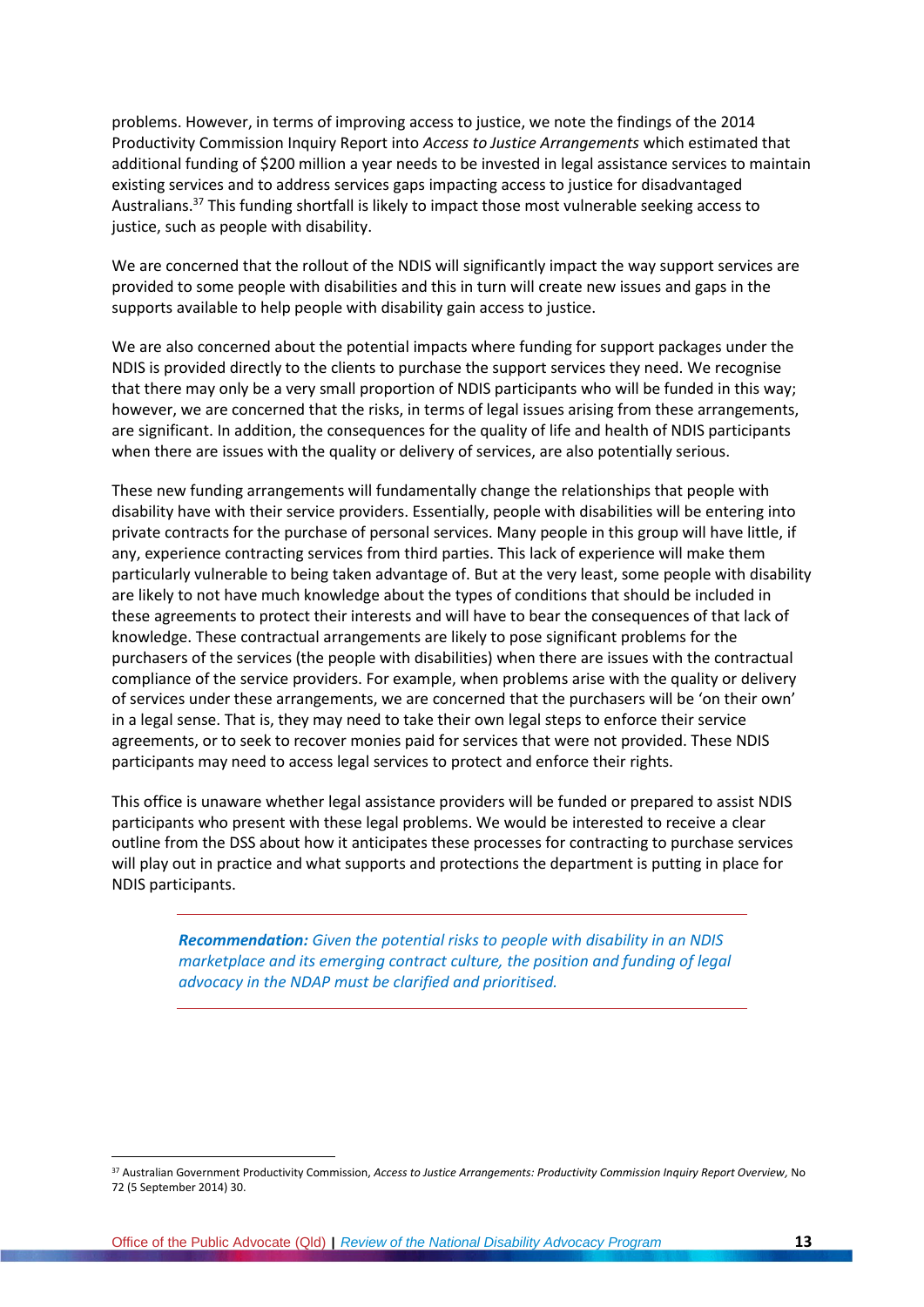problems. However, in terms of improving access to justice, we note the findings of the 2014 Productivity Commission Inquiry Report into *Access to Justice Arrangements* which estimated that additional funding of $200 million a year needs to be invested in legal assistance services to maintain existing services and to address services gaps impacting access to justice for disadvantaged Australians.[37] This funding shortfall is likely to impact those most vulnerable seeking access to justice, such as people with disability.

We are concerned that the rollout of the NDIS will significantly impact the way support services are provided to some people with disabilities and this in turn will create new issues and gaps in the supports available to help people with disability gain access to justice.

We are also concerned about the potential impacts where funding for support packages under the NDIS is provided directly to the clients to purchase the support services they need. We recognise that there may only be a very small proportion of NDIS participants who will be funded in this way; however, we are concerned that the risks, in terms of legal issues arising from these arrangements, are significant. In addition, the consequences for the quality of life and health of NDIS participants when there are issues with the quality or delivery of services, are also potentially serious.

These new funding arrangements will fundamentally change the relationships that people with disability have with their service providers. Essentially, people with disabilities will be entering into private contracts for the purchase of personal services. Many people in this group will have little, if any, experience contracting services from third parties. This lack of experience will make them particularly vulnerable to being taken advantage of. But at the very least, some people with disability are likely to not have much knowledge about the types of conditions that should be included in these agreements to protect their interests and will have to bear the consequences of that lack of knowledge. These contractual arrangements are likely to pose significant problems for the purchasers of the services (the people with disabilities) when there are issues with the contractual compliance of the service providers. For example, when problems arise with the quality or delivery of services under these arrangements, we are concerned that the purchasers will be 'on their own' in a legal sense. That is, they may need to take their own legal steps to enforce their service agreements, or to seek to recover monies paid for services that were not provided. These NDIS participants may need to access legal services to protect and enforce their rights.

This office is unaware whether legal assistance providers will be funded or prepared to assist NDIS participants who present with these legal problems. We would be interested to receive a clear outline from the DSS about how it anticipates these processes for contracting to purchase services will play out in practice and what supports and protections the department is putting in place for NDIS participants.

---

***Recommendation:*** *Given the potential risks to people with disability in an NDIS marketplace and its emerging contract culture, the position and funding of legal advocacy in the NDAP must be clarified and prioritised.*

---

[37] Australian Government Productivity Commission, *Access to Justice Arrangements: Productivity Commission Inquiry Report Overview,* No 72 (5 September 2014) 30.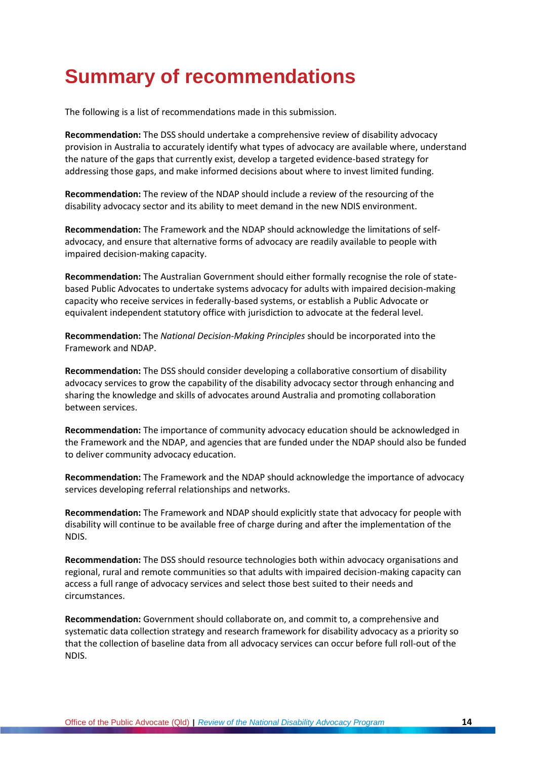# Summary of recommendations

The following is a list of recommendations made in this submission.

**Recommendation:** The DSS should undertake a comprehensive review of disability advocacy provision in Australia to accurately identify what types of advocacy are available where, understand the nature of the gaps that currently exist, develop a targeted evidence-based strategy for addressing those gaps, and make informed decisions about where to invest limited funding.

**Recommendation:** The review of the NDAP should include a review of the resourcing of the disability advocacy sector and its ability to meet demand in the new NDIS environment.

**Recommendation:** The Framework and the NDAP should acknowledge the limitations of self-advocacy, and ensure that alternative forms of advocacy are readily available to people with impaired decision-making capacity.

**Recommendation:** The Australian Government should either formally recognise the role of state-based Public Advocates to undertake systems advocacy for adults with impaired decision-making capacity who receive services in federally-based systems, or establish a Public Advocate or equivalent independent statutory office with jurisdiction to advocate at the federal level.

**Recommendation:** The *National Decision-Making Principles* should be incorporated into the Framework and NDAP.

**Recommendation:** The DSS should consider developing a collaborative consortium of disability advocacy services to grow the capability of the disability advocacy sector through enhancing and sharing the knowledge and skills of advocates around Australia and promoting collaboration between services.

**Recommendation:** The importance of community advocacy education should be acknowledged in the Framework and the NDAP, and agencies that are funded under the NDAP should also be funded to deliver community advocacy education.

**Recommendation:** The Framework and the NDAP should acknowledge the importance of advocacy services developing referral relationships and networks.

**Recommendation:** The Framework and NDAP should explicitly state that advocacy for people with disability will continue to be available free of charge during and after the implementation of the NDIS.

**Recommendation:** The DSS should resource technologies both within advocacy organisations and regional, rural and remote communities so that adults with impaired decision-making capacity can access a full range of advocacy services and select those best suited to their needs and circumstances.

**Recommendation:** Government should collaborate on, and commit to, a comprehensive and systematic data collection strategy and research framework for disability advocacy as a priority so that the collection of baseline data from all advocacy services can occur before full roll-out of the NDIS.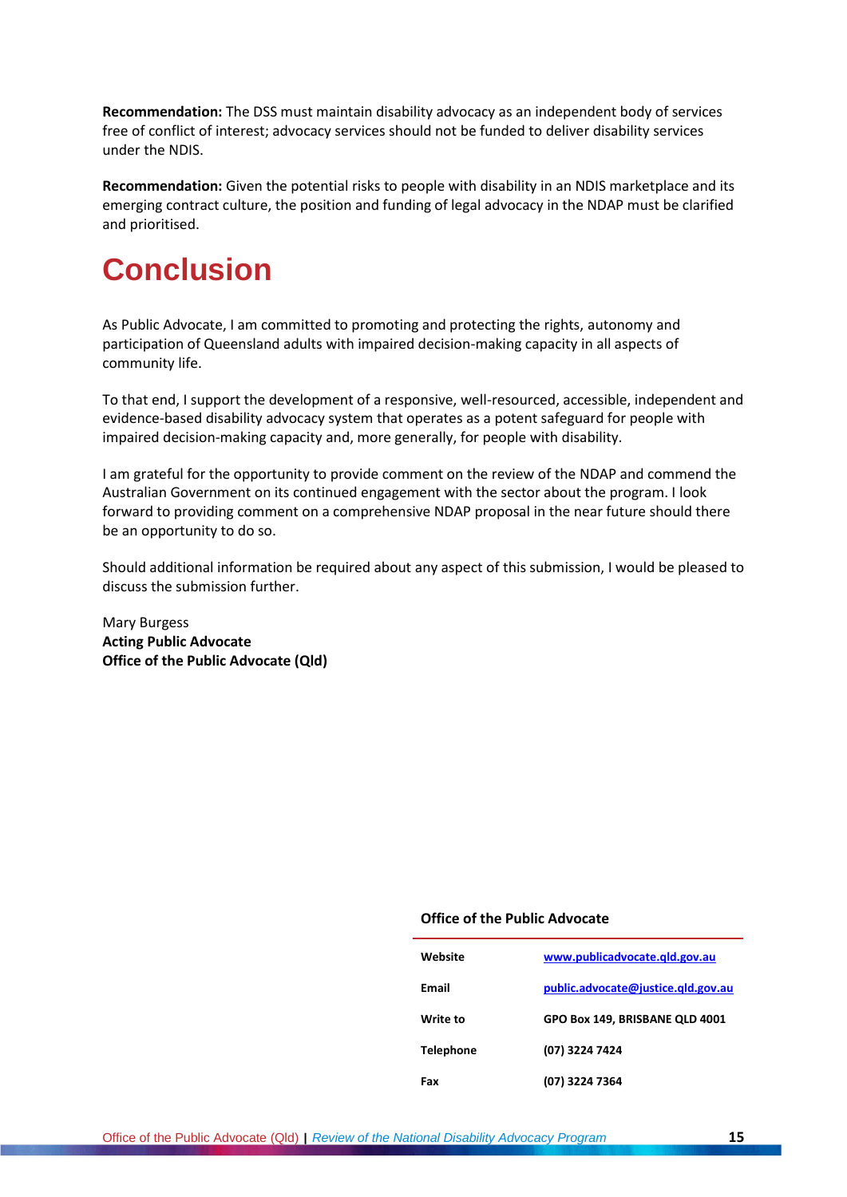**Recommendation:** The DSS must maintain disability advocacy as an independent body of services free of conflict of interest; advocacy services should not be funded to deliver disability services under the NDIS.

**Recommendation:** Given the potential risks to people with disability in an NDIS marketplace and its emerging contract culture, the position and funding of legal advocacy in the NDAP must be clarified and prioritised.

# Conclusion

As Public Advocate, I am committed to promoting and protecting the rights, autonomy and participation of Queensland adults with impaired decision-making capacity in all aspects of community life.

To that end, I support the development of a responsive, well-resourced, accessible, independent and evidence-based disability advocacy system that operates as a potent safeguard for people with impaired decision-making capacity and, more generally, for people with disability.

I am grateful for the opportunity to provide comment on the review of the NDAP and commend the Australian Government on its continued engagement with the sector about the program. I look forward to providing comment on a comprehensive NDAP proposal in the near future should there be an opportunity to do so.

Should additional information be required about any aspect of this submission, I would be pleased to discuss the submission further.

Mary Burgess
**Acting Public Advocate**
**Office of the Public Advocate (Qld)**

**Office of the Public Advocate**

| | |
|---|---|
| **Website** | www.publicadvocate.qld.gov.au |
| **Email** | public.advocate@justice.qld.gov.au |
| **Write to** | **GPO Box 149, BRISBANE QLD 4001** |
| **Telephone** | **(07) 3224 7424** |
| **Fax** | **(07) 3224 7364** |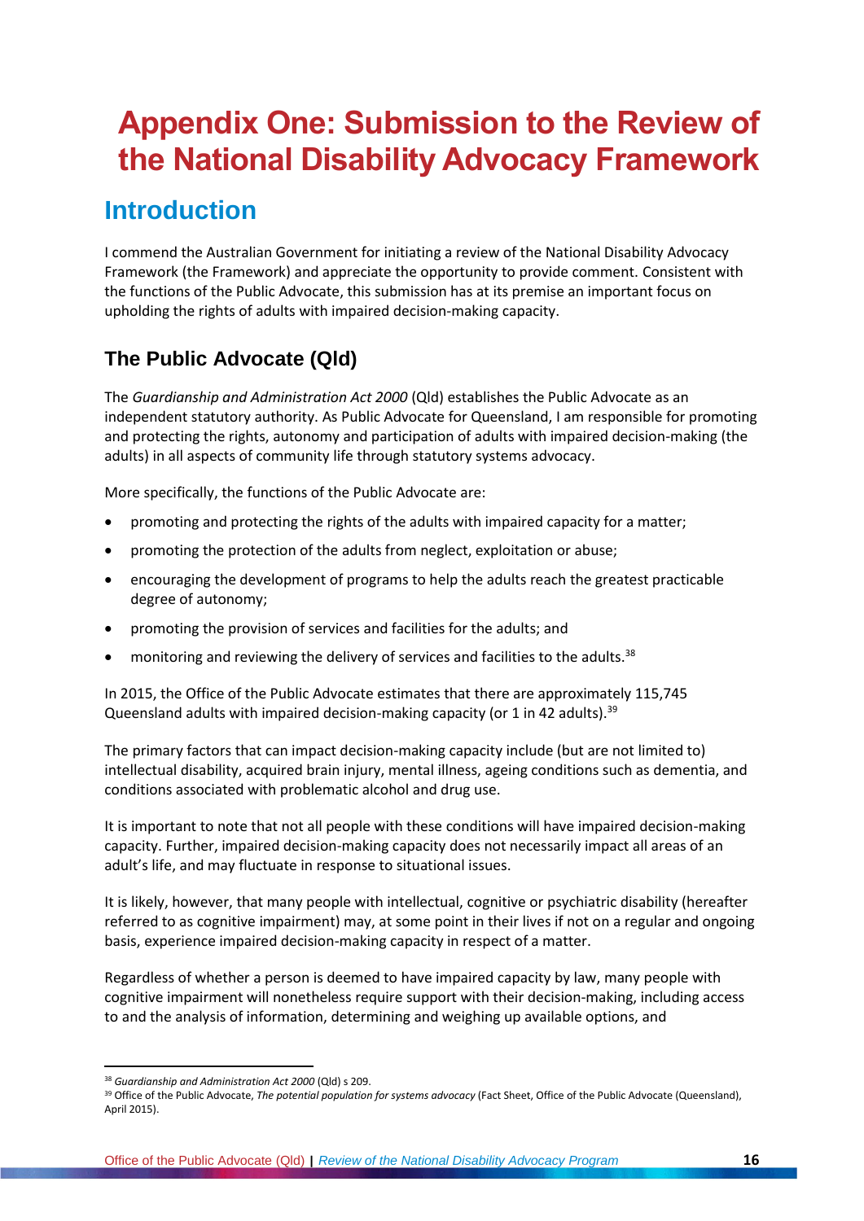# Appendix One: Submission to the Review of the National Disability Advocacy Framework

## Introduction

I commend the Australian Government for initiating a review of the National Disability Advocacy Framework (the Framework) and appreciate the opportunity to provide comment. Consistent with the functions of the Public Advocate, this submission has at its premise an important focus on upholding the rights of adults with impaired decision-making capacity.

### The Public Advocate (Qld)

The *Guardianship and Administration Act 2000* (Qld) establishes the Public Advocate as an independent statutory authority. As Public Advocate for Queensland, I am responsible for promoting and protecting the rights, autonomy and participation of adults with impaired decision-making (the adults) in all aspects of community life through statutory systems advocacy.

More specifically, the functions of the Public Advocate are:

- promoting and protecting the rights of the adults with impaired capacity for a matter;
- promoting the protection of the adults from neglect, exploitation or abuse;
- encouraging the development of programs to help the adults reach the greatest practicable degree of autonomy;
- promoting the provision of services and facilities for the adults; and
- monitoring and reviewing the delivery of services and facilities to the adults.[38]

In 2015, the Office of the Public Advocate estimates that there are approximately 115,745 Queensland adults with impaired decision-making capacity (or 1 in 42 adults).[39]

The primary factors that can impact decision-making capacity include (but are not limited to) intellectual disability, acquired brain injury, mental illness, ageing conditions such as dementia, and conditions associated with problematic alcohol and drug use.

It is important to note that not all people with these conditions will have impaired decision-making capacity. Further, impaired decision-making capacity does not necessarily impact all areas of an adult's life, and may fluctuate in response to situational issues.

It is likely, however, that many people with intellectual, cognitive or psychiatric disability (hereafter referred to as cognitive impairment) may, at some point in their lives if not on a regular and ongoing basis, experience impaired decision-making capacity in respect of a matter.

Regardless of whether a person is deemed to have impaired capacity by law, many people with cognitive impairment will nonetheless require support with their decision-making, including access to and the analysis of information, determining and weighing up available options, and

---

[38] *Guardianship and Administration Act 2000* (Qld) s 209.

[39] Office of the Public Advocate, *The potential population for systems advocacy* (Fact Sheet, Office of the Public Advocate (Queensland), April 2015).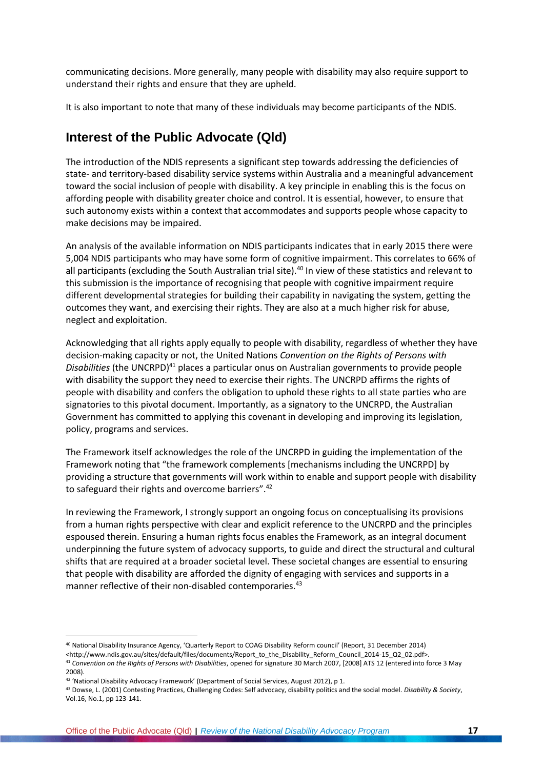communicating decisions. More generally, many people with disability may also require support to understand their rights and ensure that they are upheld.

It is also important to note that many of these individuals may become participants of the NDIS.

## Interest of the Public Advocate (Qld)

The introduction of the NDIS represents a significant step towards addressing the deficiencies of state- and territory-based disability service systems within Australia and a meaningful advancement toward the social inclusion of people with disability. A key principle in enabling this is the focus on affording people with disability greater choice and control. It is essential, however, to ensure that such autonomy exists within a context that accommodates and supports people whose capacity to make decisions may be impaired.

An analysis of the available information on NDIS participants indicates that in early 2015 there were 5,004 NDIS participants who may have some form of cognitive impairment. This correlates to 66% of all participants (excluding the South Australian trial site).[40] In view of these statistics and relevant to this submission is the importance of recognising that people with cognitive impairment require different developmental strategies for building their capability in navigating the system, getting the outcomes they want, and exercising their rights. They are also at a much higher risk for abuse, neglect and exploitation.

Acknowledging that all rights apply equally to people with disability, regardless of whether they have decision-making capacity or not, the United Nations *Convention on the Rights of Persons with Disabilities* (the UNCRPD)[41] places a particular onus on Australian governments to provide people with disability the support they need to exercise their rights. The UNCRPD affirms the rights of people with disability and confers the obligation to uphold these rights to all state parties who are signatories to this pivotal document. Importantly, as a signatory to the UNCRPD, the Australian Government has committed to applying this covenant in developing and improving its legislation, policy, programs and services.

The Framework itself acknowledges the role of the UNCRPD in guiding the implementation of the Framework noting that "the framework complements [mechanisms including the UNCRPD] by providing a structure that governments will work within to enable and support people with disability to safeguard their rights and overcome barriers".[42]

In reviewing the Framework, I strongly support an ongoing focus on conceptualising its provisions from a human rights perspective with clear and explicit reference to the UNCRPD and the principles espoused therein. Ensuring a human rights focus enables the Framework, as an integral document underpinning the future system of advocacy supports, to guide and direct the structural and cultural shifts that are required at a broader societal level. These societal changes are essential to ensuring that people with disability are afforded the dignity of engaging with services and supports in a manner reflective of their non-disabled contemporaries.[43]

---

[40] National Disability Insurance Agency, 'Quarterly Report to COAG Disability Reform council' (Report, 31 December 2014) <http://www.ndis.gov.au/sites/default/files/documents/Report_to_the_Disability_Reform_Council_2014-15_Q2_02.pdf>.

[41] *Convention on the Rights of Persons with Disabilities*, opened for signature 30 March 2007, [2008] ATS 12 (entered into force 3 May 2008).

[42] 'National Disability Advocacy Framework' (Department of Social Services, August 2012), p 1.

[43] Dowse, L. (2001) Contesting Practices, Challenging Codes: Self advocacy, disability politics and the social model. *Disability & Society*, Vol.16, No.1, pp 123-141.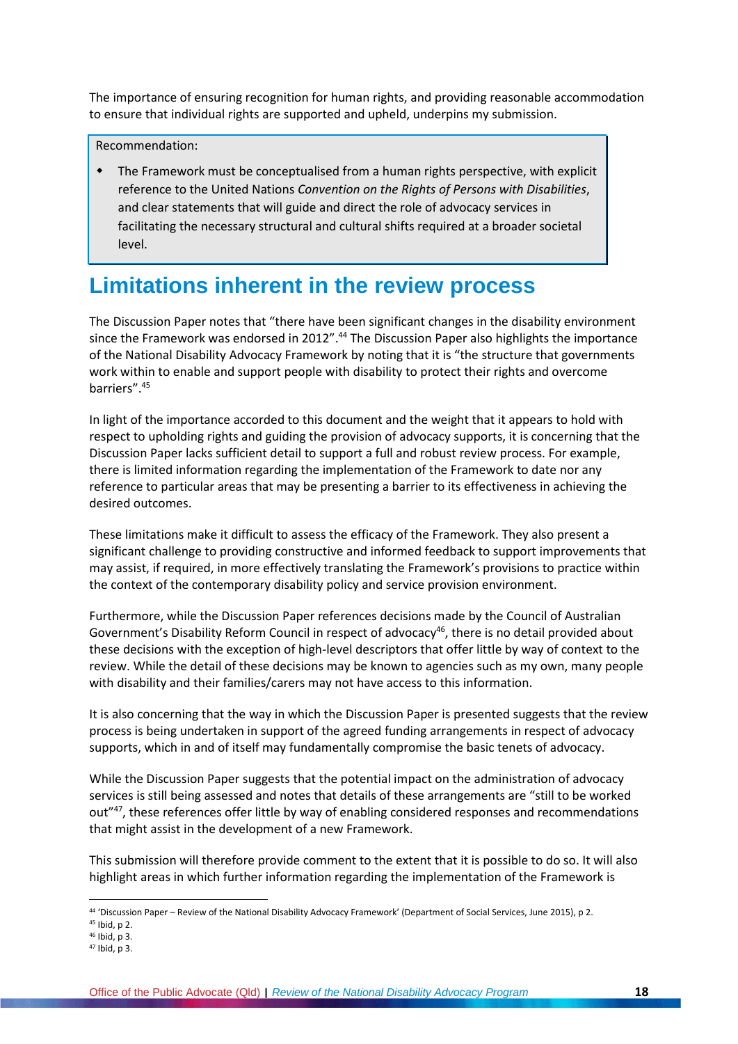The importance of ensuring recognition for human rights, and providing reasonable accommodation to ensure that individual rights are supported and upheld, underpins my submission.

> Recommendation:
>
> - The Framework must be conceptualised from a human rights perspective, with explicit reference to the United Nations *Convention on the Rights of Persons with Disabilities*, and clear statements that will guide and direct the role of advocacy services in facilitating the necessary structural and cultural shifts required at a broader societal level.

## Limitations inherent in the review process

The Discussion Paper notes that "there have been significant changes in the disability environment since the Framework was endorsed in 2012".[44] The Discussion Paper also highlights the importance of the National Disability Advocacy Framework by noting that it is "the structure that governments work within to enable and support people with disability to protect their rights and overcome barriers".[45]

In light of the importance accorded to this document and the weight that it appears to hold with respect to upholding rights and guiding the provision of advocacy supports, it is concerning that the Discussion Paper lacks sufficient detail to support a full and robust review process. For example, there is limited information regarding the implementation of the Framework to date nor any reference to particular areas that may be presenting a barrier to its effectiveness in achieving the desired outcomes.

These limitations make it difficult to assess the efficacy of the Framework. They also present a significant challenge to providing constructive and informed feedback to support improvements that may assist, if required, in more effectively translating the Framework's provisions to practice within the context of the contemporary disability policy and service provision environment.

Furthermore, while the Discussion Paper references decisions made by the Council of Australian Government's Disability Reform Council in respect of advocacy[46], there is no detail provided about these decisions with the exception of high-level descriptors that offer little by way of context to the review. While the detail of these decisions may be known to agencies such as my own, many people with disability and their families/carers may not have access to this information.

It is also concerning that the way in which the Discussion Paper is presented suggests that the review process is being undertaken in support of the agreed funding arrangements in respect of advocacy supports, which in and of itself may fundamentally compromise the basic tenets of advocacy.

While the Discussion Paper suggests that the potential impact on the administration of advocacy services is still being assessed and notes that details of these arrangements are "still to be worked out"[47], these references offer little by way of enabling considered responses and recommendations that might assist in the development of a new Framework.

This submission will therefore provide comment to the extent that it is possible to do so. It will also highlight areas in which further information regarding the implementation of the Framework is

---

[44] 'Discussion Paper – Review of the National Disability Advocacy Framework' (Department of Social Services, June 2015), p 2.
[45] Ibid, p 2.
[46] Ibid, p 3.
[47] Ibid, p 3.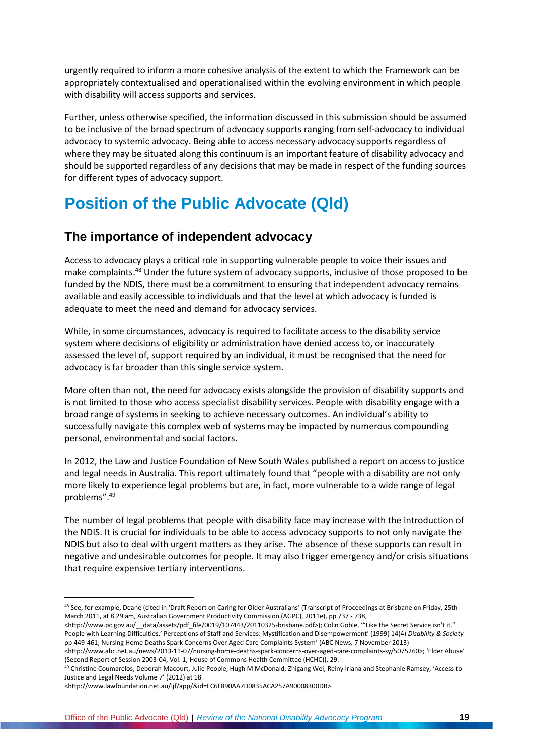urgently required to inform a more cohesive analysis of the extent to which the Framework can be appropriately contextualised and operationalised within the evolving environment in which people with disability will access supports and services.

Further, unless otherwise specified, the information discussed in this submission should be assumed to be inclusive of the broad spectrum of advocacy supports ranging from self-advocacy to individual advocacy to systemic advocacy. Being able to access necessary advocacy supports regardless of where they may be situated along this continuum is an important feature of disability advocacy and should be supported regardless of any decisions that may be made in respect of the funding sources for different types of advocacy support.

# Position of the Public Advocate (Qld)

## The importance of independent advocacy

Access to advocacy plays a critical role in supporting vulnerable people to voice their issues and make complaints.[48] Under the future system of advocacy supports, inclusive of those proposed to be funded by the NDIS, there must be a commitment to ensuring that independent advocacy remains available and easily accessible to individuals and that the level at which advocacy is funded is adequate to meet the need and demand for advocacy services.

While, in some circumstances, advocacy is required to facilitate access to the disability service system where decisions of eligibility or administration have denied access to, or inaccurately assessed the level of, support required by an individual, it must be recognised that the need for advocacy is far broader than this single service system.

More often than not, the need for advocacy exists alongside the provision of disability supports and is not limited to those who access specialist disability services. People with disability engage with a broad range of systems in seeking to achieve necessary outcomes. An individual's ability to successfully navigate this complex web of systems may be impacted by numerous compounding personal, environmental and social factors.

In 2012, the Law and Justice Foundation of New South Wales published a report on access to justice and legal needs in Australia. This report ultimately found that "people with a disability are not only more likely to experience legal problems but are, in fact, more vulnerable to a wide range of legal problems".[49]

The number of legal problems that people with disability face may increase with the introduction of the NDIS. It is crucial for individuals to be able to access advocacy supports to not only navigate the NDIS but also to deal with urgent matters as they arise. The absence of these supports can result in negative and undesirable outcomes for people. It may also trigger emergency and/or crisis situations that require expensive tertiary interventions.

---

[48] See, for example, Deane (cited in 'Draft Report on Caring for Older Australians' (Transcript of Proceedings at Brisbane on Friday, 25th March 2011, at 8.29 am, Australian Government Productivity Commission (AGPC), 2011e), pp 737 - 738, <http://www.pc.gov.au/__data/assets/pdf_file/0019/107443/20110325-brisbane.pdf>); Colin Goble, '"Like the Secret Service isn't it." People with Learning Difficulties,' Perceptions of Staff and Services: Mystification and Disempowerment' (1999) 14(4) *Disability & Society* pp 449-461; Nursing Home Deaths Spark Concerns Over Aged Care Complaints System' (ABC News, 7 November 2013) <http://www.abc.net.au/news/2013-11-07/nursing-home-deaths-spark-concerns-over-aged-care-complaints-sy/5075260>; 'Elder Abuse' (Second Report of Session 2003-04, Vol. 1, House of Commons Health Committee (HCHC)), 29.

[49] Christine Coumarelos, Deborah Macourt, Julie People, Hugh M McDonald, Zhigang Wei, Reiny Iriana and Stephanie Ramsey, 'Access to Justice and Legal Needs Volume 7' (2012) at 18 <http://www.lawfoundation.net.au/ljf/app/&id=FC6F890AA7D0835ACA257A90008300DB>.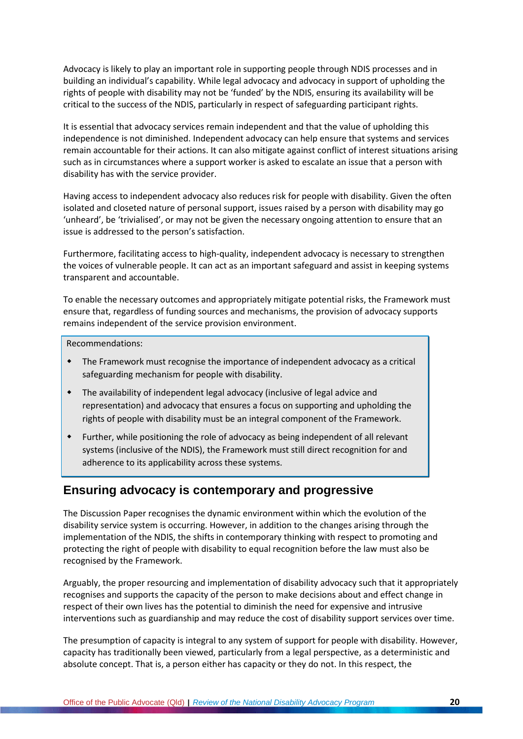Advocacy is likely to play an important role in supporting people through NDIS processes and in building an individual's capability. While legal advocacy and advocacy in support of upholding the rights of people with disability may not be 'funded' by the NDIS, ensuring its availability will be critical to the success of the NDIS, particularly in respect of safeguarding participant rights.

It is essential that advocacy services remain independent and that the value of upholding this independence is not diminished. Independent advocacy can help ensure that systems and services remain accountable for their actions. It can also mitigate against conflict of interest situations arising such as in circumstances where a support worker is asked to escalate an issue that a person with disability has with the service provider.

Having access to independent advocacy also reduces risk for people with disability. Given the often isolated and closeted nature of personal support, issues raised by a person with disability may go 'unheard', be 'trivialised', or may not be given the necessary ongoing attention to ensure that an issue is addressed to the person's satisfaction.

Furthermore, facilitating access to high-quality, independent advocacy is necessary to strengthen the voices of vulnerable people. It can act as an important safeguard and assist in keeping systems transparent and accountable.

To enable the necessary outcomes and appropriately mitigate potential risks, the Framework must ensure that, regardless of funding sources and mechanisms, the provision of advocacy supports remains independent of the service provision environment.

> Recommendations:
>
> - The Framework must recognise the importance of independent advocacy as a critical safeguarding mechanism for people with disability.
> - The availability of independent legal advocacy (inclusive of legal advice and representation) and advocacy that ensures a focus on supporting and upholding the rights of people with disability must be an integral component of the Framework.
> - Further, while positioning the role of advocacy as being independent of all relevant systems (inclusive of the NDIS), the Framework must still direct recognition for and adherence to its applicability across these systems.

## Ensuring advocacy is contemporary and progressive

The Discussion Paper recognises the dynamic environment within which the evolution of the disability service system is occurring. However, in addition to the changes arising through the implementation of the NDIS, the shifts in contemporary thinking with respect to promoting and protecting the right of people with disability to equal recognition before the law must also be recognised by the Framework.

Arguably, the proper resourcing and implementation of disability advocacy such that it appropriately recognises and supports the capacity of the person to make decisions about and effect change in respect of their own lives has the potential to diminish the need for expensive and intrusive interventions such as guardianship and may reduce the cost of disability support services over time.

The presumption of capacity is integral to any system of support for people with disability. However, capacity has traditionally been viewed, particularly from a legal perspective, as a deterministic and absolute concept. That is, a person either has capacity or they do not. In this respect, the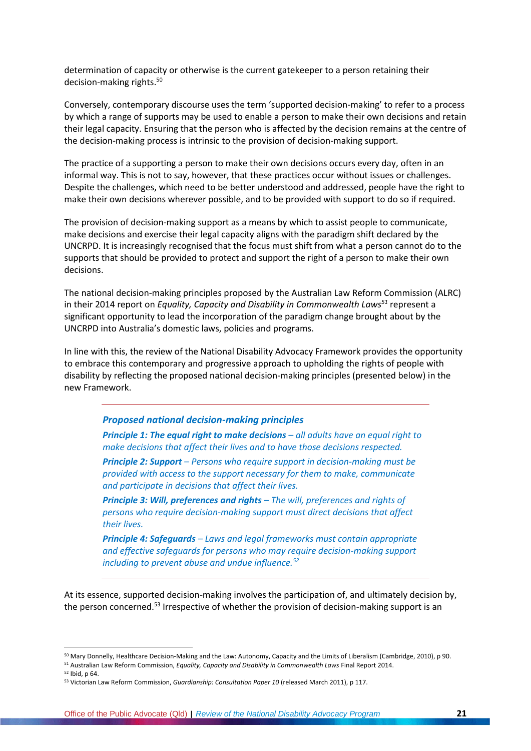determination of capacity or otherwise is the current gatekeeper to a person retaining their decision-making rights.[50]

Conversely, contemporary discourse uses the term 'supported decision-making' to refer to a process by which a range of supports may be used to enable a person to make their own decisions and retain their legal capacity. Ensuring that the person who is affected by the decision remains at the centre of the decision-making process is intrinsic to the provision of decision-making support.

The practice of a supporting a person to make their own decisions occurs every day, often in an informal way. This is not to say, however, that these practices occur without issues or challenges. Despite the challenges, which need to be better understood and addressed, people have the right to make their own decisions wherever possible, and to be provided with support to do so if required.

The provision of decision-making support as a means by which to assist people to communicate, make decisions and exercise their legal capacity aligns with the paradigm shift declared by the UNCRPD. It is increasingly recognised that the focus must shift from what a person cannot do to the supports that should be provided to protect and support the right of a person to make their own decisions.

The national decision-making principles proposed by the Australian Law Reform Commission (ALRC) in their 2014 report on *Equality, Capacity and Disability in Commonwealth Laws*[51] represent a significant opportunity to lead the incorporation of the paradigm change brought about by the UNCRPD into Australia's domestic laws, policies and programs.

In line with this, the review of the National Disability Advocacy Framework provides the opportunity to embrace this contemporary and progressive approach to upholding the rights of people with disability by reflecting the proposed national decision-making principles (presented below) in the new Framework.

---

***Proposed national decision-making principles***

***Principle 1: The equal right to make decisions** – all adults have an equal right to make decisions that affect their lives and to have those decisions respected.*

***Principle 2: Support** – Persons who require support in decision-making must be provided with access to the support necessary for them to make, communicate and participate in decisions that affect their lives.*

***Principle 3: Will, preferences and rights** – The will, preferences and rights of persons who require decision-making support must direct decisions that affect their lives.*

***Principle 4: Safeguards** – Laws and legal frameworks must contain appropriate and effective safeguards for persons who may require decision-making support including to prevent abuse and undue influence.*[52]

---

At its essence, supported decision-making involves the participation of, and ultimately decision by, the person concerned.[53] Irrespective of whether the provision of decision-making support is an

---

[50] Mary Donnelly, Healthcare Decision-Making and the Law: Autonomy, Capacity and the Limits of Liberalism (Cambridge, 2010), p 90.

[51] Australian Law Reform Commission, *Equality, Capacity and Disability in Commonwealth Laws* Final Report 2014.

[52] Ibid, p 64.

[53] Victorian Law Reform Commission, *Guardianship: Consultation Paper 10* (released March 2011), p 117.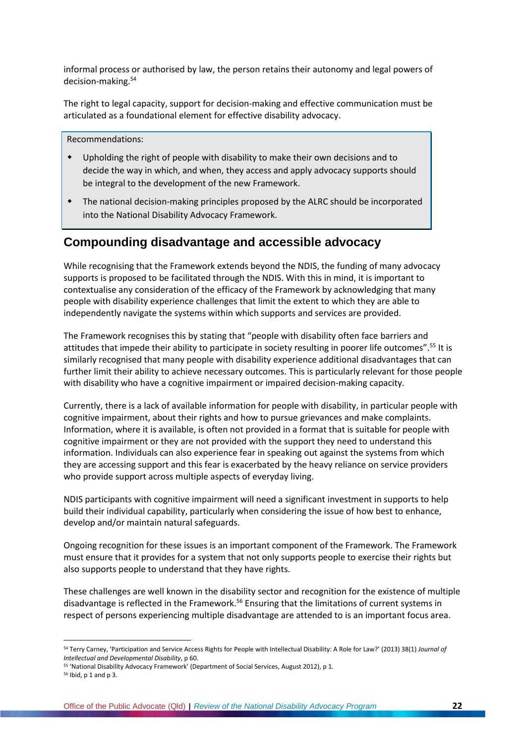informal process or authorised by law, the person retains their autonomy and legal powers of decision-making.[54]

The right to legal capacity, support for decision-making and effective communication must be articulated as a foundational element for effective disability advocacy.

Recommendations:

- Upholding the right of people with disability to make their own decisions and to decide the way in which, and when, they access and apply advocacy supports should be integral to the development of the new Framework.
- The national decision-making principles proposed by the ALRC should be incorporated into the National Disability Advocacy Framework.

## Compounding disadvantage and accessible advocacy

While recognising that the Framework extends beyond the NDIS, the funding of many advocacy supports is proposed to be facilitated through the NDIS. With this in mind, it is important to contextualise any consideration of the efficacy of the Framework by acknowledging that many people with disability experience challenges that limit the extent to which they are able to independently navigate the systems within which supports and services are provided.

The Framework recognises this by stating that "people with disability often face barriers and attitudes that impede their ability to participate in society resulting in poorer life outcomes".[55] It is similarly recognised that many people with disability experience additional disadvantages that can further limit their ability to achieve necessary outcomes. This is particularly relevant for those people with disability who have a cognitive impairment or impaired decision-making capacity.

Currently, there is a lack of available information for people with disability, in particular people with cognitive impairment, about their rights and how to pursue grievances and make complaints. Information, where it is available, is often not provided in a format that is suitable for people with cognitive impairment or they are not provided with the support they need to understand this information. Individuals can also experience fear in speaking out against the systems from which they are accessing support and this fear is exacerbated by the heavy reliance on service providers who provide support across multiple aspects of everyday living.

NDIS participants with cognitive impairment will need a significant investment in supports to help build their individual capability, particularly when considering the issue of how best to enhance, develop and/or maintain natural safeguards.

Ongoing recognition for these issues is an important component of the Framework. The Framework must ensure that it provides for a system that not only supports people to exercise their rights but also supports people to understand that they have rights.

These challenges are well known in the disability sector and recognition for the existence of multiple disadvantage is reflected in the Framework.[56] Ensuring that the limitations of current systems in respect of persons experiencing multiple disadvantage are attended to is an important focus area.

---

[54] Terry Carney, 'Participation and Service Access Rights for People with Intellectual Disability: A Role for Law?' (2013) 38(1) *Journal of Intellectual and Developmental Disability*, p 60.
[55] 'National Disability Advocacy Framework' (Department of Social Services, August 2012), p 1.
[56] Ibid, p 1 and p 3.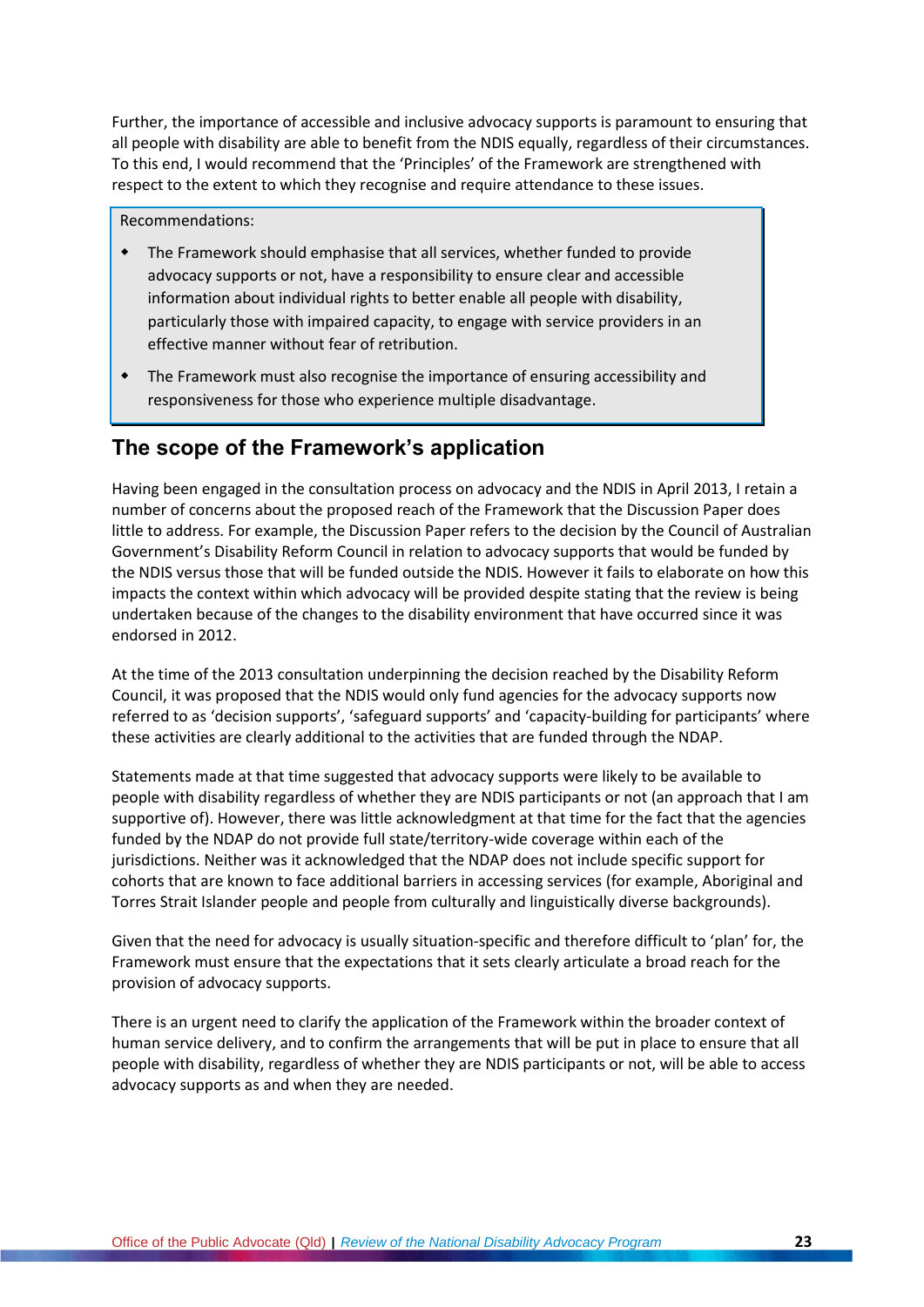Further, the importance of accessible and inclusive advocacy supports is paramount to ensuring that all people with disability are able to benefit from the NDIS equally, regardless of their circumstances. To this end, I would recommend that the 'Principles' of the Framework are strengthened with respect to the extent to which they recognise and require attendance to these issues.

> Recommendations:
>
> - The Framework should emphasise that all services, whether funded to provide advocacy supports or not, have a responsibility to ensure clear and accessible information about individual rights to better enable all people with disability, particularly those with impaired capacity, to engage with service providers in an effective manner without fear of retribution.
> - The Framework must also recognise the importance of ensuring accessibility and responsiveness for those who experience multiple disadvantage.

## The scope of the Framework's application

Having been engaged in the consultation process on advocacy and the NDIS in April 2013, I retain a number of concerns about the proposed reach of the Framework that the Discussion Paper does little to address. For example, the Discussion Paper refers to the decision by the Council of Australian Government's Disability Reform Council in relation to advocacy supports that would be funded by the NDIS versus those that will be funded outside the NDIS. However it fails to elaborate on how this impacts the context within which advocacy will be provided despite stating that the review is being undertaken because of the changes to the disability environment that have occurred since it was endorsed in 2012.

At the time of the 2013 consultation underpinning the decision reached by the Disability Reform Council, it was proposed that the NDIS would only fund agencies for the advocacy supports now referred to as 'decision supports', 'safeguard supports' and 'capacity-building for participants' where these activities are clearly additional to the activities that are funded through the NDAP.

Statements made at that time suggested that advocacy supports were likely to be available to people with disability regardless of whether they are NDIS participants or not (an approach that I am supportive of). However, there was little acknowledgment at that time for the fact that the agencies funded by the NDAP do not provide full state/territory-wide coverage within each of the jurisdictions. Neither was it acknowledged that the NDAP does not include specific support for cohorts that are known to face additional barriers in accessing services (for example, Aboriginal and Torres Strait Islander people and people from culturally and linguistically diverse backgrounds).

Given that the need for advocacy is usually situation-specific and therefore difficult to 'plan' for, the Framework must ensure that the expectations that it sets clearly articulate a broad reach for the provision of advocacy supports.

There is an urgent need to clarify the application of the Framework within the broader context of human service delivery, and to confirm the arrangements that will be put in place to ensure that all people with disability, regardless of whether they are NDIS participants or not, will be able to access advocacy supports as and when they are needed.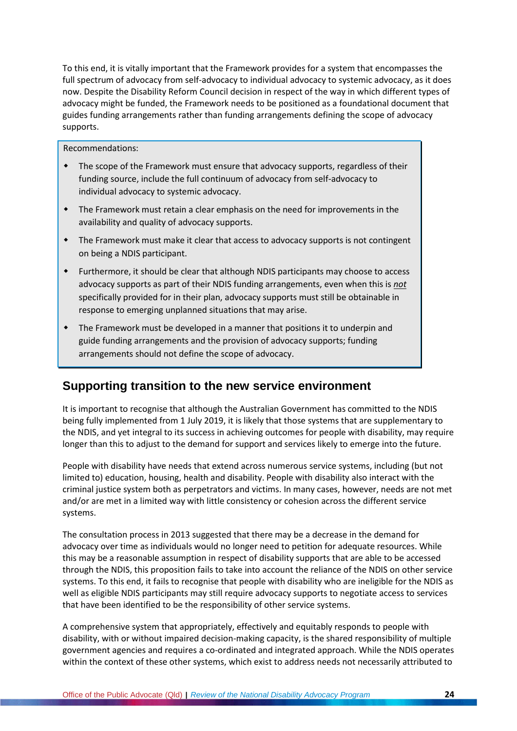To this end, it is vitally important that the Framework provides for a system that encompasses the full spectrum of advocacy from self-advocacy to individual advocacy to systemic advocacy, as it does now. Despite the Disability Reform Council decision in respect of the way in which different types of advocacy might be funded, the Framework needs to be positioned as a foundational document that guides funding arrangements rather than funding arrangements defining the scope of advocacy supports.

Recommendations:

- The scope of the Framework must ensure that advocacy supports, regardless of their funding source, include the full continuum of advocacy from self-advocacy to individual advocacy to systemic advocacy.
- The Framework must retain a clear emphasis on the need for improvements in the availability and quality of advocacy supports.
- The Framework must make it clear that access to advocacy supports is not contingent on being a NDIS participant.
- Furthermore, it should be clear that although NDIS participants may choose to access advocacy supports as part of their NDIS funding arrangements, even when this is ***not*** specifically provided for in their plan, advocacy supports must still be obtainable in response to emerging unplanned situations that may arise.
- The Framework must be developed in a manner that positions it to underpin and guide funding arrangements and the provision of advocacy supports; funding arrangements should not define the scope of advocacy.

## Supporting transition to the new service environment

It is important to recognise that although the Australian Government has committed to the NDIS being fully implemented from 1 July 2019, it is likely that those systems that are supplementary to the NDIS, and yet integral to its success in achieving outcomes for people with disability, may require longer than this to adjust to the demand for support and services likely to emerge into the future.

People with disability have needs that extend across numerous service systems, including (but not limited to) education, housing, health and disability. People with disability also interact with the criminal justice system both as perpetrators and victims. In many cases, however, needs are not met and/or are met in a limited way with little consistency or cohesion across the different service systems.

The consultation process in 2013 suggested that there may be a decrease in the demand for advocacy over time as individuals would no longer need to petition for adequate resources. While this may be a reasonable assumption in respect of disability supports that are able to be accessed through the NDIS, this proposition fails to take into account the reliance of the NDIS on other service systems. To this end, it fails to recognise that people with disability who are ineligible for the NDIS as well as eligible NDIS participants may still require advocacy supports to negotiate access to services that have been identified to be the responsibility of other service systems.

A comprehensive system that appropriately, effectively and equitably responds to people with disability, with or without impaired decision-making capacity, is the shared responsibility of multiple government agencies and requires a co-ordinated and integrated approach. While the NDIS operates within the context of these other systems, which exist to address needs not necessarily attributed to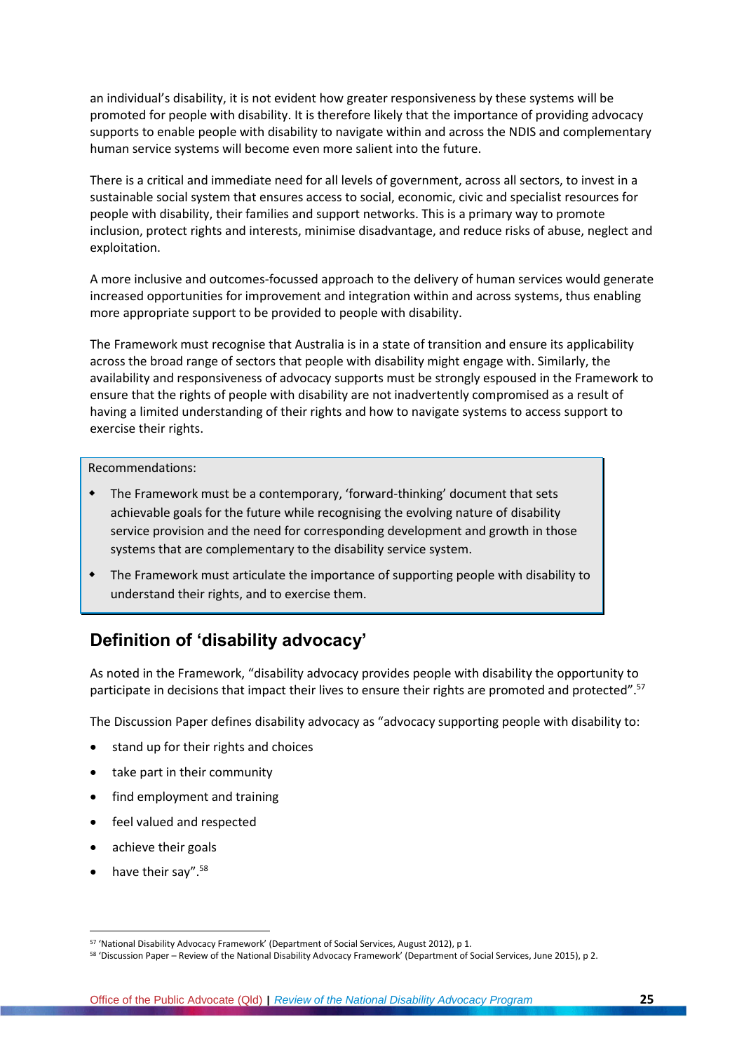an individual's disability, it is not evident how greater responsiveness by these systems will be promoted for people with disability. It is therefore likely that the importance of providing advocacy supports to enable people with disability to navigate within and across the NDIS and complementary human service systems will become even more salient into the future.

There is a critical and immediate need for all levels of government, across all sectors, to invest in a sustainable social system that ensures access to social, economic, civic and specialist resources for people with disability, their families and support networks. This is a primary way to promote inclusion, protect rights and interests, minimise disadvantage, and reduce risks of abuse, neglect and exploitation.

A more inclusive and outcomes-focussed approach to the delivery of human services would generate increased opportunities for improvement and integration within and across systems, thus enabling more appropriate support to be provided to people with disability.

The Framework must recognise that Australia is in a state of transition and ensure its applicability across the broad range of sectors that people with disability might engage with. Similarly, the availability and responsiveness of advocacy supports must be strongly espoused in the Framework to ensure that the rights of people with disability are not inadvertently compromised as a result of having a limited understanding of their rights and how to navigate systems to access support to exercise their rights.

> Recommendations:
>
> - The Framework must be a contemporary, 'forward-thinking' document that sets achievable goals for the future while recognising the evolving nature of disability service provision and the need for corresponding development and growth in those systems that are complementary to the disability service system.
> - The Framework must articulate the importance of supporting people with disability to understand their rights, and to exercise them.

## Definition of 'disability advocacy'

As noted in the Framework, "disability advocacy provides people with disability the opportunity to participate in decisions that impact their lives to ensure their rights are promoted and protected".[57]

The Discussion Paper defines disability advocacy as "advocacy supporting people with disability to:

- stand up for their rights and choices
- take part in their community
- find employment and training
- feel valued and respected
- achieve their goals
- have their say".[58]

[57] 'National Disability Advocacy Framework' (Department of Social Services, August 2012), p 1.
[58] 'Discussion Paper – Review of the National Disability Advocacy Framework' (Department of Social Services, June 2015), p 2.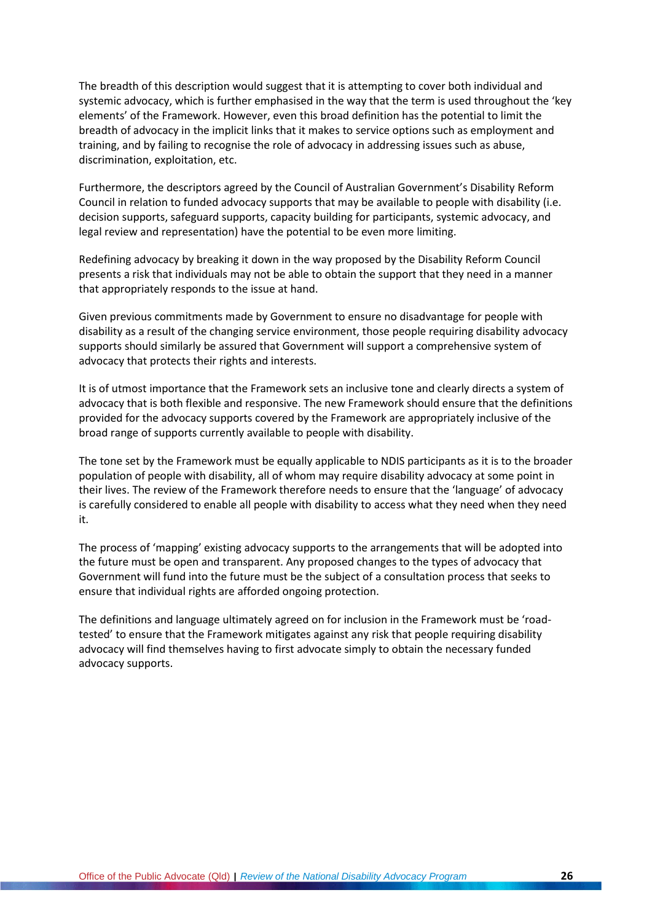The breadth of this description would suggest that it is attempting to cover both individual and systemic advocacy, which is further emphasised in the way that the term is used throughout the 'key elements' of the Framework. However, even this broad definition has the potential to limit the breadth of advocacy in the implicit links that it makes to service options such as employment and training, and by failing to recognise the role of advocacy in addressing issues such as abuse, discrimination, exploitation, etc.

Furthermore, the descriptors agreed by the Council of Australian Government's Disability Reform Council in relation to funded advocacy supports that may be available to people with disability (i.e. decision supports, safeguard supports, capacity building for participants, systemic advocacy, and legal review and representation) have the potential to be even more limiting.

Redefining advocacy by breaking it down in the way proposed by the Disability Reform Council presents a risk that individuals may not be able to obtain the support that they need in a manner that appropriately responds to the issue at hand.

Given previous commitments made by Government to ensure no disadvantage for people with disability as a result of the changing service environment, those people requiring disability advocacy supports should similarly be assured that Government will support a comprehensive system of advocacy that protects their rights and interests.

It is of utmost importance that the Framework sets an inclusive tone and clearly directs a system of advocacy that is both flexible and responsive. The new Framework should ensure that the definitions provided for the advocacy supports covered by the Framework are appropriately inclusive of the broad range of supports currently available to people with disability.

The tone set by the Framework must be equally applicable to NDIS participants as it is to the broader population of people with disability, all of whom may require disability advocacy at some point in their lives. The review of the Framework therefore needs to ensure that the 'language' of advocacy is carefully considered to enable all people with disability to access what they need when they need it.

The process of 'mapping' existing advocacy supports to the arrangements that will be adopted into the future must be open and transparent. Any proposed changes to the types of advocacy that Government will fund into the future must be the subject of a consultation process that seeks to ensure that individual rights are afforded ongoing protection.

The definitions and language ultimately agreed on for inclusion in the Framework must be 'road-tested' to ensure that the Framework mitigates against any risk that people requiring disability advocacy will find themselves having to first advocate simply to obtain the necessary funded advocacy supports.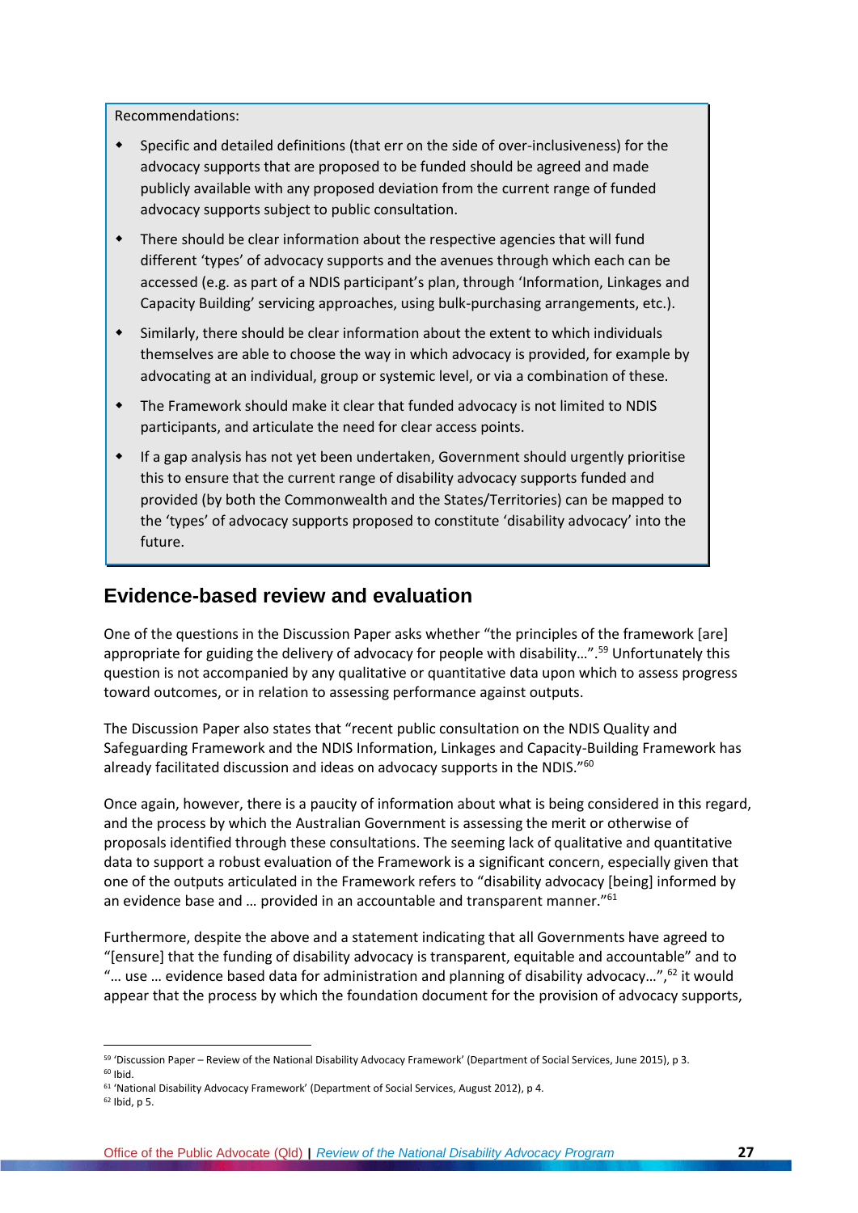Recommendations:

- Specific and detailed definitions (that err on the side of over-inclusiveness) for the advocacy supports that are proposed to be funded should be agreed and made publicly available with any proposed deviation from the current range of funded advocacy supports subject to public consultation.
- There should be clear information about the respective agencies that will fund different 'types' of advocacy supports and the avenues through which each can be accessed (e.g. as part of a NDIS participant's plan, through 'Information, Linkages and Capacity Building' servicing approaches, using bulk-purchasing arrangements, etc.).
- Similarly, there should be clear information about the extent to which individuals themselves are able to choose the way in which advocacy is provided, for example by advocating at an individual, group or systemic level, or via a combination of these.
- The Framework should make it clear that funded advocacy is not limited to NDIS participants, and articulate the need for clear access points.
- If a gap analysis has not yet been undertaken, Government should urgently prioritise this to ensure that the current range of disability advocacy supports funded and provided (by both the Commonwealth and the States/Territories) can be mapped to the 'types' of advocacy supports proposed to constitute 'disability advocacy' into the future.

## Evidence-based review and evaluation

One of the questions in the Discussion Paper asks whether "the principles of the framework [are] appropriate for guiding the delivery of advocacy for people with disability…".[59] Unfortunately this question is not accompanied by any qualitative or quantitative data upon which to assess progress toward outcomes, or in relation to assessing performance against outputs.

The Discussion Paper also states that "recent public consultation on the NDIS Quality and Safeguarding Framework and the NDIS Information, Linkages and Capacity-Building Framework has already facilitated discussion and ideas on advocacy supports in the NDIS."[60]

Once again, however, there is a paucity of information about what is being considered in this regard, and the process by which the Australian Government is assessing the merit or otherwise of proposals identified through these consultations. The seeming lack of qualitative and quantitative data to support a robust evaluation of the Framework is a significant concern, especially given that one of the outputs articulated in the Framework refers to "disability advocacy [being] informed by an evidence base and … provided in an accountable and transparent manner."[61]

Furthermore, despite the above and a statement indicating that all Governments have agreed to "[ensure] that the funding of disability advocacy is transparent, equitable and accountable" and to "… use … evidence based data for administration and planning of disability advocacy…",[62] it would appear that the process by which the foundation document for the provision of advocacy supports,

[59] 'Discussion Paper – Review of the National Disability Advocacy Framework' (Department of Social Services, June 2015), p 3.
[60] Ibid.
[61] 'National Disability Advocacy Framework' (Department of Social Services, August 2012), p 4.
[62] Ibid, p 5.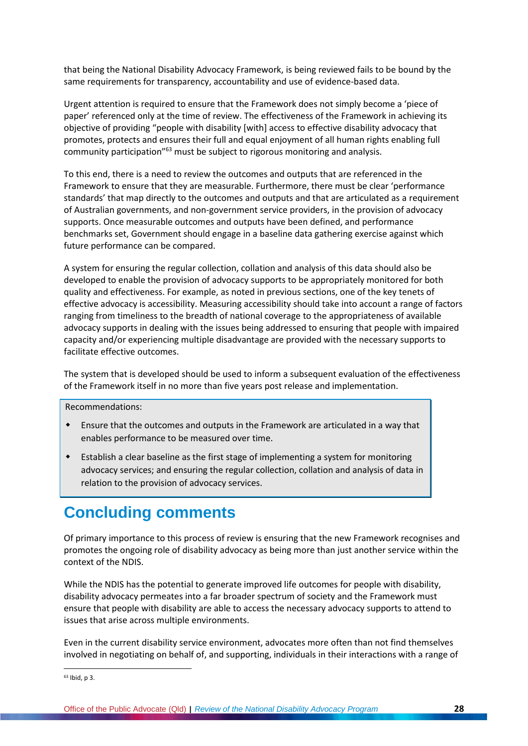that being the National Disability Advocacy Framework, is being reviewed fails to be bound by the same requirements for transparency, accountability and use of evidence-based data.

Urgent attention is required to ensure that the Framework does not simply become a 'piece of paper' referenced only at the time of review. The effectiveness of the Framework in achieving its objective of providing "people with disability [with] access to effective disability advocacy that promotes, protects and ensures their full and equal enjoyment of all human rights enabling full community participation"[63] must be subject to rigorous monitoring and analysis.

To this end, there is a need to review the outcomes and outputs that are referenced in the Framework to ensure that they are measurable. Furthermore, there must be clear 'performance standards' that map directly to the outcomes and outputs and that are articulated as a requirement of Australian governments, and non-government service providers, in the provision of advocacy supports. Once measurable outcomes and outputs have been defined, and performance benchmarks set, Government should engage in a baseline data gathering exercise against which future performance can be compared.

A system for ensuring the regular collection, collation and analysis of this data should also be developed to enable the provision of advocacy supports to be appropriately monitored for both quality and effectiveness. For example, as noted in previous sections, one of the key tenets of effective advocacy is accessibility. Measuring accessibility should take into account a range of factors ranging from timeliness to the breadth of national coverage to the appropriateness of available advocacy supports in dealing with the issues being addressed to ensuring that people with impaired capacity and/or experiencing multiple disadvantage are provided with the necessary supports to facilitate effective outcomes.

The system that is developed should be used to inform a subsequent evaluation of the effectiveness of the Framework itself in no more than five years post release and implementation.

Recommendations:

- Ensure that the outcomes and outputs in the Framework are articulated in a way that enables performance to be measured over time.
- Establish a clear baseline as the first stage of implementing a system for monitoring advocacy services; and ensuring the regular collection, collation and analysis of data in relation to the provision of advocacy services.

# Concluding comments

Of primary importance to this process of review is ensuring that the new Framework recognises and promotes the ongoing role of disability advocacy as being more than just another service within the context of the NDIS.

While the NDIS has the potential to generate improved life outcomes for people with disability, disability advocacy permeates into a far broader spectrum of society and the Framework must ensure that people with disability are able to access the necessary advocacy supports to attend to issues that arise across multiple environments.

Even in the current disability service environment, advocates more often than not find themselves involved in negotiating on behalf of, and supporting, individuals in their interactions with a range of

[63] Ibid, p 3.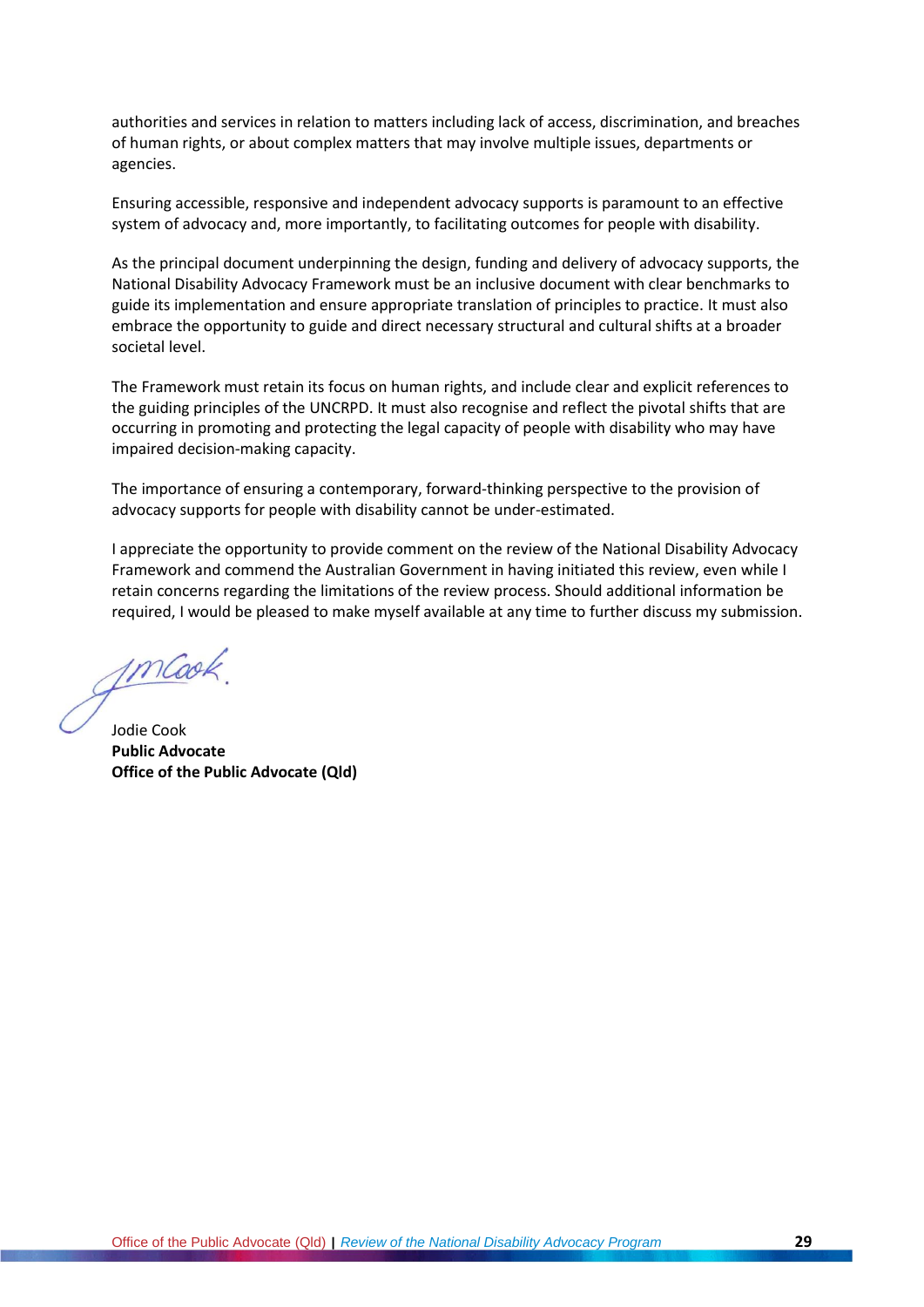authorities and services in relation to matters including lack of access, discrimination, and breaches of human rights, or about complex matters that may involve multiple issues, departments or agencies.

Ensuring accessible, responsive and independent advocacy supports is paramount to an effective system of advocacy and, more importantly, to facilitating outcomes for people with disability.

As the principal document underpinning the design, funding and delivery of advocacy supports, the National Disability Advocacy Framework must be an inclusive document with clear benchmarks to guide its implementation and ensure appropriate translation of principles to practice. It must also embrace the opportunity to guide and direct necessary structural and cultural shifts at a broader societal level.

The Framework must retain its focus on human rights, and include clear and explicit references to the guiding principles of the UNCRPD. It must also recognise and reflect the pivotal shifts that are occurring in promoting and protecting the legal capacity of people with disability who may have impaired decision-making capacity.

The importance of ensuring a contemporary, forward-thinking perspective to the provision of advocacy supports for people with disability cannot be under-estimated.

I appreciate the opportunity to provide comment on the review of the National Disability Advocacy Framework and commend the Australian Government in having initiated this review, even while I retain concerns regarding the limitations of the review process. Should additional information be required, I would be pleased to make myself available at any time to further discuss my submission.

Jodie Cook
**Public Advocate**
**Office of the Public Advocate (Qld)**